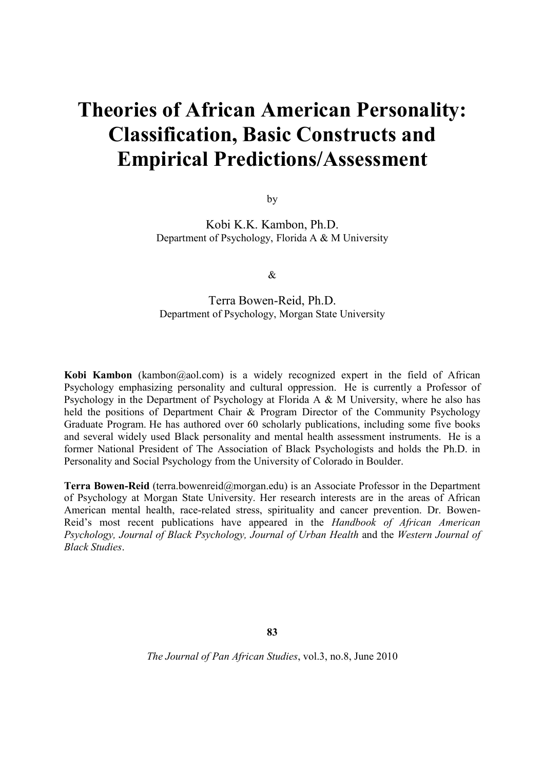# Theories of African American Personality: Classification, Basic Constructs and Empirical Predictions/Assessment

by

Kobi K.K. Kambon, Ph.D.
Department of Psychology, Florida A & M University

&

Terra Bowen-Reid, Ph.D.
Department of Psychology, Morgan State University

**Kobi Kambon** (kambon@aol.com) is a widely recognized expert in the field of African Psychology emphasizing personality and cultural oppression. He is currently a Professor of Psychology in the Department of Psychology at Florida A & M University, where he also has held the positions of Department Chair & Program Director of the Community Psychology Graduate Program. He has authored over 60 scholarly publications, including some five books and several widely used Black personality and mental health assessment instruments. He is a former National President of The Association of Black Psychologists and holds the Ph.D. in Personality and Social Psychology from the University of Colorado in Boulder.

**Terra Bowen-Reid** (terra.bowenreid@morgan.edu) is an Associate Professor in the Department of Psychology at Morgan State University. Her research interests are in the areas of African American mental health, race-related stress, spirituality and cancer prevention. Dr. Bowen-Reid's most recent publications have appeared in the *Handbook of African American Psychology, Journal of Black Psychology, Journal of Urban Health* and the *Western Journal of Black Studies*.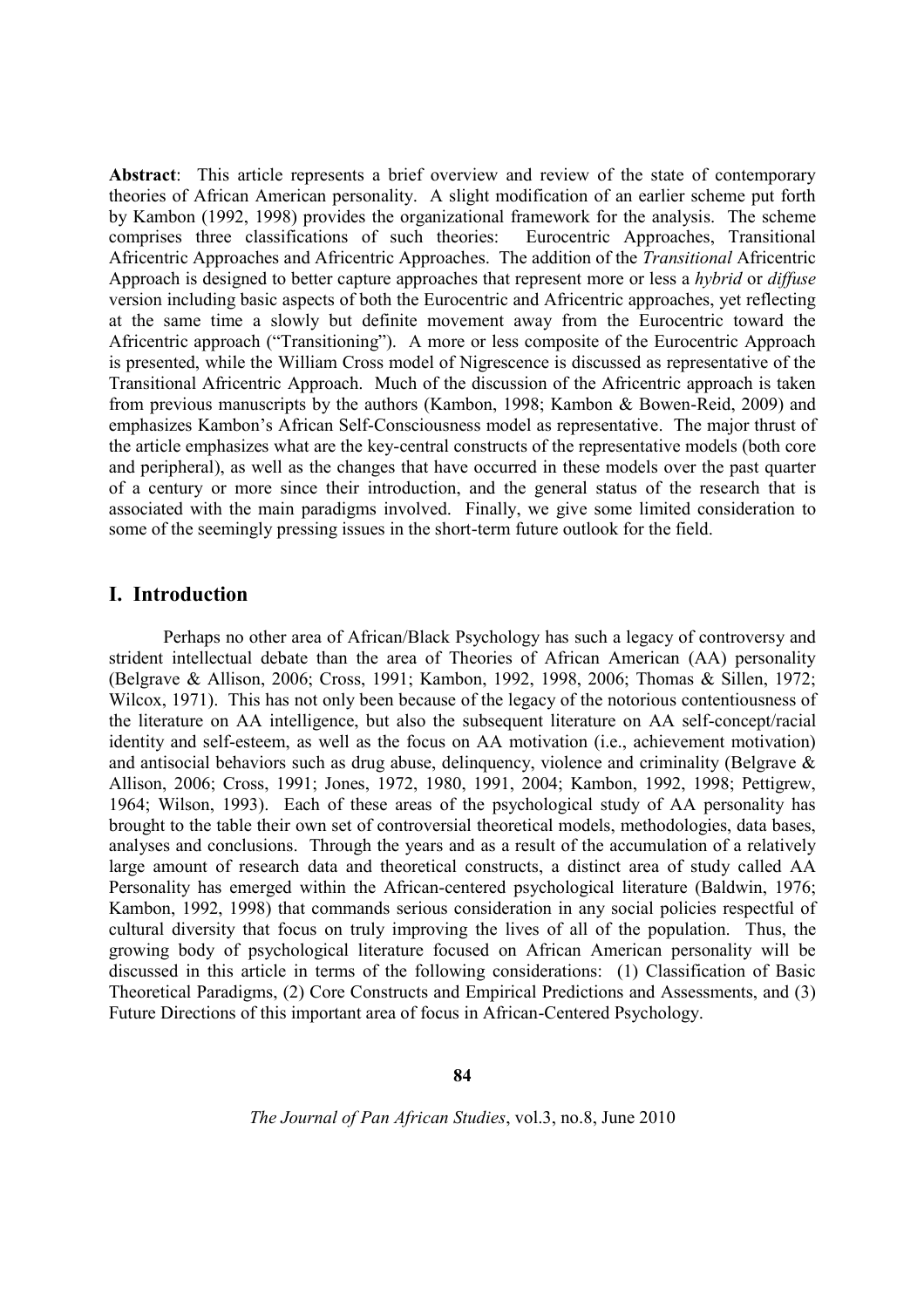**Abstract**: This article represents a brief overview and review of the state of contemporary theories of African American personality. A slight modification of an earlier scheme put forth by Kambon (1992, 1998) provides the organizational framework for the analysis. The scheme comprises three classifications of such theories: Eurocentric Approaches, Transitional Africentric Approaches and Africentric Approaches. The addition of the *Transitional* Africentric Approach is designed to better capture approaches that represent more or less a *hybrid* or *diffuse* version including basic aspects of both the Eurocentric and Africentric approaches, yet reflecting at the same time a slowly but definite movement away from the Eurocentric toward the Africentric approach ("Transitioning"). A more or less composite of the Eurocentric Approach is presented, while the William Cross model of Nigrescence is discussed as representative of the Transitional Africentric Approach. Much of the discussion of the Africentric approach is taken from previous manuscripts by the authors (Kambon, 1998; Kambon & Bowen-Reid, 2009) and emphasizes Kambon's African Self-Consciousness model as representative. The major thrust of the article emphasizes what are the key-central constructs of the representative models (both core and peripheral), as well as the changes that have occurred in these models over the past quarter of a century or more since their introduction, and the general status of the research that is associated with the main paradigms involved. Finally, we give some limited consideration to some of the seemingly pressing issues in the short-term future outlook for the field.

## I. Introduction

Perhaps no other area of African/Black Psychology has such a legacy of controversy and strident intellectual debate than the area of Theories of African American (AA) personality (Belgrave & Allison, 2006; Cross, 1991; Kambon, 1992, 1998, 2006; Thomas & Sillen, 1972; Wilcox, 1971). This has not only been because of the legacy of the notorious contentiousness of the literature on AA intelligence, but also the subsequent literature on AA self-concept/racial identity and self-esteem, as well as the focus on AA motivation (i.e., achievement motivation) and antisocial behaviors such as drug abuse, delinquency, violence and criminality (Belgrave & Allison, 2006; Cross, 1991; Jones, 1972, 1980, 1991, 2004; Kambon, 1992, 1998; Pettigrew, 1964; Wilson, 1993). Each of these areas of the psychological study of AA personality has brought to the table their own set of controversial theoretical models, methodologies, data bases, analyses and conclusions. Through the years and as a result of the accumulation of a relatively large amount of research data and theoretical constructs, a distinct area of study called AA Personality has emerged within the African-centered psychological literature (Baldwin, 1976; Kambon, 1992, 1998) that commands serious consideration in any social policies respectful of cultural diversity that focus on truly improving the lives of all of the population. Thus, the growing body of psychological literature focused on African American personality will be discussed in this article in terms of the following considerations: (1) Classification of Basic Theoretical Paradigms, (2) Core Constructs and Empirical Predictions and Assessments, and (3) Future Directions of this important area of focus in African-Centered Psychology.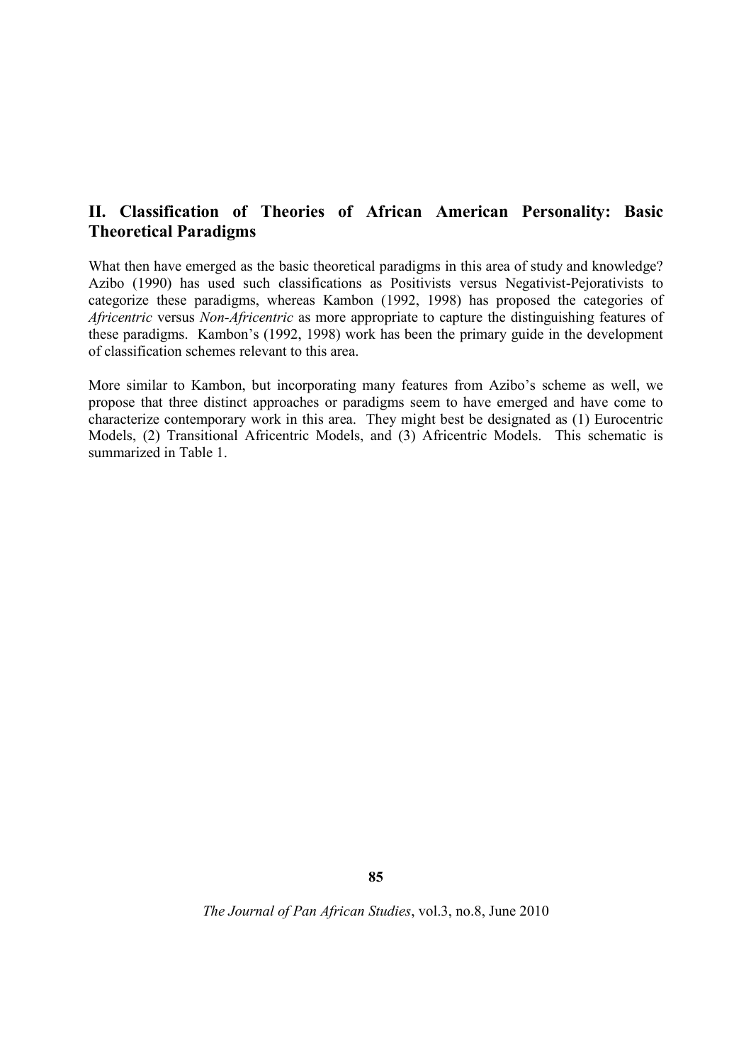## II. Classification of Theories of African American Personality: Basic Theoretical Paradigms

What then have emerged as the basic theoretical paradigms in this area of study and knowledge? Azibo (1990) has used such classifications as Positivists versus Negativist-Pejorativists to categorize these paradigms, whereas Kambon (1992, 1998) has proposed the categories of *Africentric* versus *Non-Africentric* as more appropriate to capture the distinguishing features of these paradigms. Kambon's (1992, 1998) work has been the primary guide in the development of classification schemes relevant to this area.

More similar to Kambon, but incorporating many features from Azibo's scheme as well, we propose that three distinct approaches or paradigms seem to have emerged and have come to characterize contemporary work in this area. They might best be designated as (1) Eurocentric Models, (2) Transitional Africentric Models, and (3) Africentric Models. This schematic is summarized in Table 1.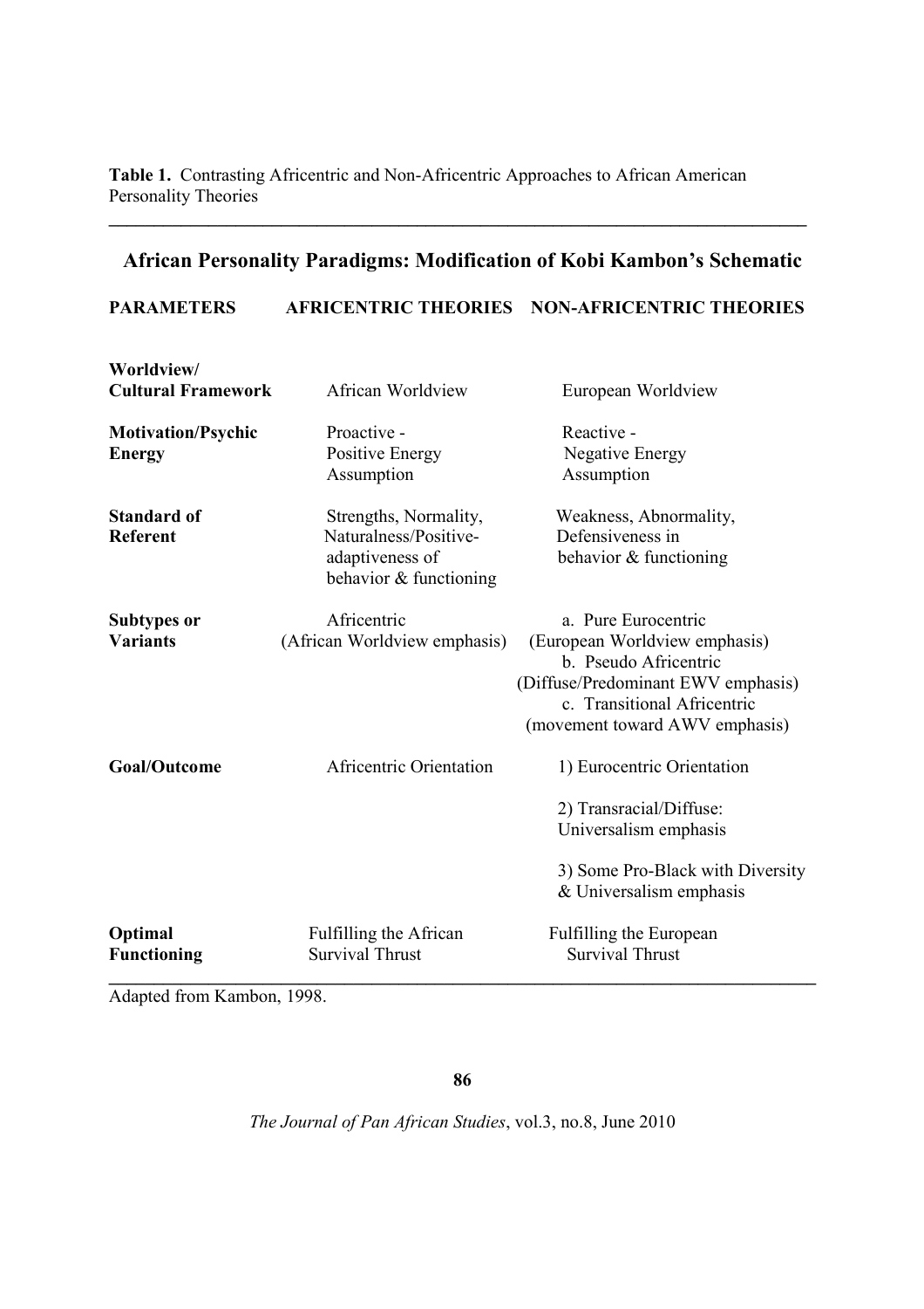**Table 1.** Contrasting Africentric and Non-Africentric Approaches to African American Personality Theories

## African Personality Paradigms: Modification of Kobi Kambon's Schematic

| PARAMETERS | AFRICENTRIC THEORIES | NON-AFRICENTRIC THEORIES |
|---|---|---|
| **Worldview/ Cultural Framework** | African Worldview | European Worldview |
| **Motivation/Psychic Energy** | Proactive - Positive Energy Assumption | Reactive - Negative Energy Assumption |
| **Standard of Referent** | Strengths, Normality, Naturalness/Positive-adaptiveness of behavior & functioning | Weakness, Abnormality, Defensiveness in behavior & functioning |
| **Subtypes or Variants** | Africentric (African Worldview emphasis) | a. Pure Eurocentric (European Worldview emphasis)<br>b. Pseudo Africentric (Diffuse/Predominant EWV emphasis)<br>c. Transitional Africentric (movement toward AWV emphasis) |
| **Goal/Outcome** | Africentric Orientation | 1) Eurocentric Orientation<br>2) Transracial/Diffuse: Universalism emphasis<br>3) Some Pro-Black with Diversity & Universalism emphasis |
| **Optimal Functioning** | Fulfilling the African Survival Thrust | Fulfilling the European Survival Thrust |

Adapted from Kambon, 1998.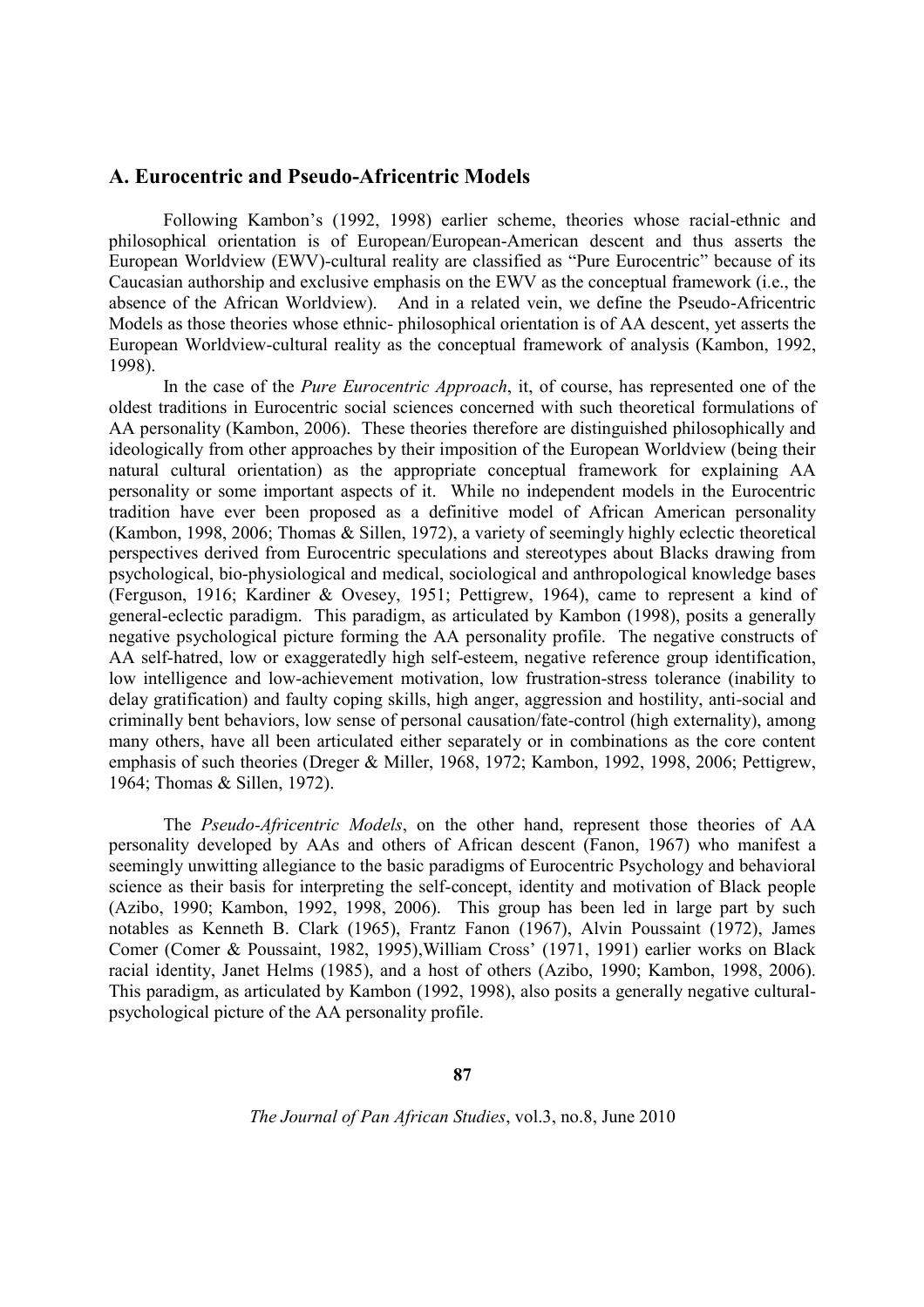## A. Eurocentric and Pseudo-Africentric Models

Following Kambon's (1992, 1998) earlier scheme, theories whose racial-ethnic and philosophical orientation is of European/European-American descent and thus asserts the European Worldview (EWV)-cultural reality are classified as "Pure Eurocentric" because of its Caucasian authorship and exclusive emphasis on the EWV as the conceptual framework (i.e., the absence of the African Worldview). And in a related vein, we define the Pseudo-Africentric Models as those theories whose ethnic- philosophical orientation is of AA descent, yet asserts the European Worldview-cultural reality as the conceptual framework of analysis (Kambon, 1992, 1998).

In the case of the *Pure Eurocentric Approach*, it, of course, has represented one of the oldest traditions in Eurocentric social sciences concerned with such theoretical formulations of AA personality (Kambon, 2006). These theories therefore are distinguished philosophically and ideologically from other approaches by their imposition of the European Worldview (being their natural cultural orientation) as the appropriate conceptual framework for explaining AA personality or some important aspects of it. While no independent models in the Eurocentric tradition have ever been proposed as a definitive model of African American personality (Kambon, 1998, 2006; Thomas & Sillen, 1972), a variety of seemingly highly eclectic theoretical perspectives derived from Eurocentric speculations and stereotypes about Blacks drawing from psychological, bio-physiological and medical, sociological and anthropological knowledge bases (Ferguson, 1916; Kardiner & Ovesey, 1951; Pettigrew, 1964), came to represent a kind of general-eclectic paradigm. This paradigm, as articulated by Kambon (1998), posits a generally negative psychological picture forming the AA personality profile. The negative constructs of AA self-hatred, low or exaggeratedly high self-esteem, negative reference group identification, low intelligence and low-achievement motivation, low frustration-stress tolerance (inability to delay gratification) and faulty coping skills, high anger, aggression and hostility, anti-social and criminally bent behaviors, low sense of personal causation/fate-control (high externality), among many others, have all been articulated either separately or in combinations as the core content emphasis of such theories (Dreger & Miller, 1968, 1972; Kambon, 1992, 1998, 2006; Pettigrew, 1964; Thomas & Sillen, 1972).

The *Pseudo-Africentric Models*, on the other hand, represent those theories of AA personality developed by AAs and others of African descent (Fanon, 1967) who manifest a seemingly unwitting allegiance to the basic paradigms of Eurocentric Psychology and behavioral science as their basis for interpreting the self-concept, identity and motivation of Black people (Azibo, 1990; Kambon, 1992, 1998, 2006). This group has been led in large part by such notables as Kenneth B. Clark (1965), Frantz Fanon (1967), Alvin Poussaint (1972), James Comer (Comer & Poussaint, 1982, 1995),William Cross' (1971, 1991) earlier works on Black racial identity, Janet Helms (1985), and a host of others (Azibo, 1990; Kambon, 1998, 2006). This paradigm, as articulated by Kambon (1992, 1998), also posits a generally negative cultural-psychological picture of the AA personality profile.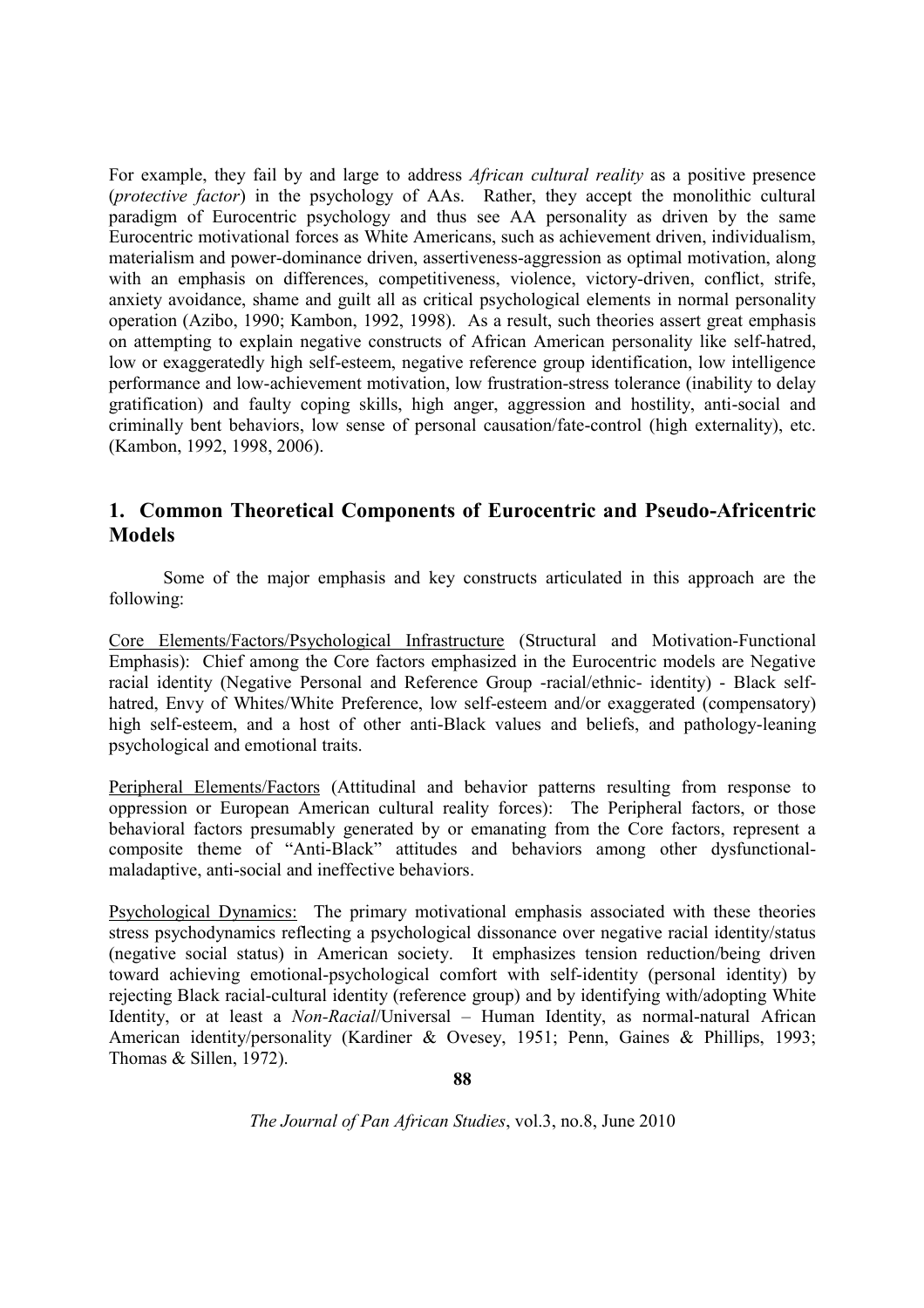For example, they fail by and large to address *African cultural reality* as a positive presence (*protective factor*) in the psychology of AAs. Rather, they accept the monolithic cultural paradigm of Eurocentric psychology and thus see AA personality as driven by the same Eurocentric motivational forces as White Americans, such as achievement driven, individualism, materialism and power-dominance driven, assertiveness-aggression as optimal motivation, along with an emphasis on differences, competitiveness, violence, victory-driven, conflict, strife, anxiety avoidance, shame and guilt all as critical psychological elements in normal personality operation (Azibo, 1990; Kambon, 1992, 1998). As a result, such theories assert great emphasis on attempting to explain negative constructs of African American personality like self-hatred, low or exaggeratedly high self-esteem, negative reference group identification, low intelligence performance and low-achievement motivation, low frustration-stress tolerance (inability to delay gratification) and faulty coping skills, high anger, aggression and hostility, anti-social and criminally bent behaviors, low sense of personal causation/fate-control (high externality), etc. (Kambon, 1992, 1998, 2006).

## 1. Common Theoretical Components of Eurocentric and Pseudo-Africentric Models

Some of the major emphasis and key constructs articulated in this approach are the following:

<u>Core Elements/Factors/Psychological Infrastructure</u> (Structural and Motivation-Functional Emphasis): Chief among the Core factors emphasized in the Eurocentric models are Negative racial identity (Negative Personal and Reference Group -racial/ethnic- identity) - Black self-hatred, Envy of Whites/White Preference, low self-esteem and/or exaggerated (compensatory) high self-esteem, and a host of other anti-Black values and beliefs, and pathology-leaning psychological and emotional traits.

<u>Peripheral Elements/Factors</u> (Attitudinal and behavior patterns resulting from response to oppression or European American cultural reality forces): The Peripheral factors, or those behavioral factors presumably generated by or emanating from the Core factors, represent a composite theme of "Anti-Black" attitudes and behaviors among other dysfunctional-maladaptive, anti-social and ineffective behaviors.

<u>Psychological Dynamics:</u> The primary motivational emphasis associated with these theories stress psychodynamics reflecting a psychological dissonance over negative racial identity/status (negative social status) in American society. It emphasizes tension reduction/being driven toward achieving emotional-psychological comfort with self-identity (personal identity) by rejecting Black racial-cultural identity (reference group) and by identifying with/adopting White Identity, or at least a *Non-Racial*/Universal – Human Identity, as normal-natural African American identity/personality (Kardiner & Ovesey, 1951; Penn, Gaines & Phillips, 1993; Thomas & Sillen, 1972).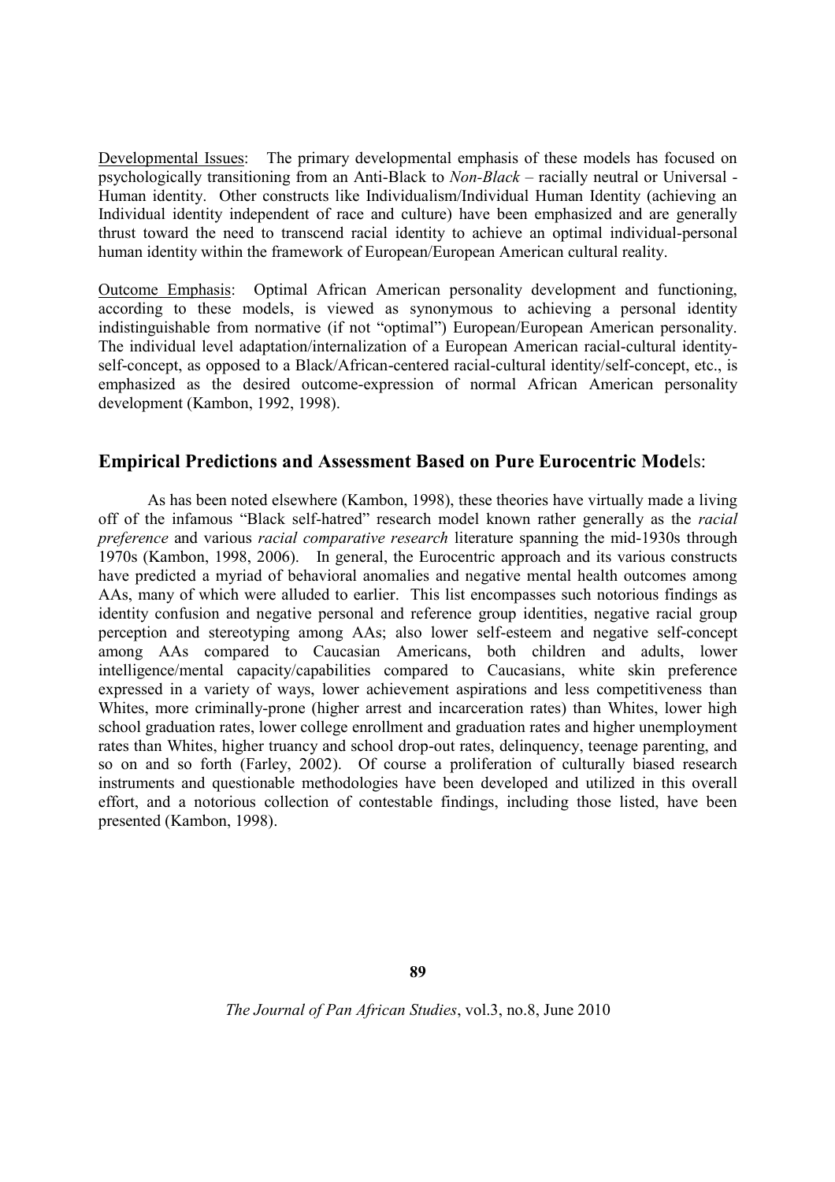Developmental Issues: The primary developmental emphasis of these models has focused on psychologically transitioning from an Anti-Black to *Non-Black* – racially neutral or Universal - Human identity. Other constructs like Individualism/Individual Human Identity (achieving an Individual identity independent of race and culture) have been emphasized and are generally thrust toward the need to transcend racial identity to achieve an optimal individual-personal human identity within the framework of European/European American cultural reality.

Outcome Emphasis: Optimal African American personality development and functioning, according to these models, is viewed as synonymous to achieving a personal identity indistinguishable from normative (if not "optimal") European/European American personality. The individual level adaptation/internalization of a European American racial-cultural identity-self-concept, as opposed to a Black/African-centered racial-cultural identity/self-concept, etc., is emphasized as the desired outcome-expression of normal African American personality development (Kambon, 1992, 1998).

## Empirical Predictions and Assessment Based on Pure Eurocentric Models:

As has been noted elsewhere (Kambon, 1998), these theories have virtually made a living off of the infamous "Black self-hatred" research model known rather generally as the *racial preference* and various *racial comparative research* literature spanning the mid-1930s through 1970s (Kambon, 1998, 2006). In general, the Eurocentric approach and its various constructs have predicted a myriad of behavioral anomalies and negative mental health outcomes among AAs, many of which were alluded to earlier. This list encompasses such notorious findings as identity confusion and negative personal and reference group identities, negative racial group perception and stereotyping among AAs; also lower self-esteem and negative self-concept among AAs compared to Caucasian Americans, both children and adults, lower intelligence/mental capacity/capabilities compared to Caucasians, white skin preference expressed in a variety of ways, lower achievement aspirations and less competitiveness than Whites, more criminally-prone (higher arrest and incarceration rates) than Whites, lower high school graduation rates, lower college enrollment and graduation rates and higher unemployment rates than Whites, higher truancy and school drop-out rates, delinquency, teenage parenting, and so on and so forth (Farley, 2002). Of course a proliferation of culturally biased research instruments and questionable methodologies have been developed and utilized in this overall effort, and a notorious collection of contestable findings, including those listed, have been presented (Kambon, 1998).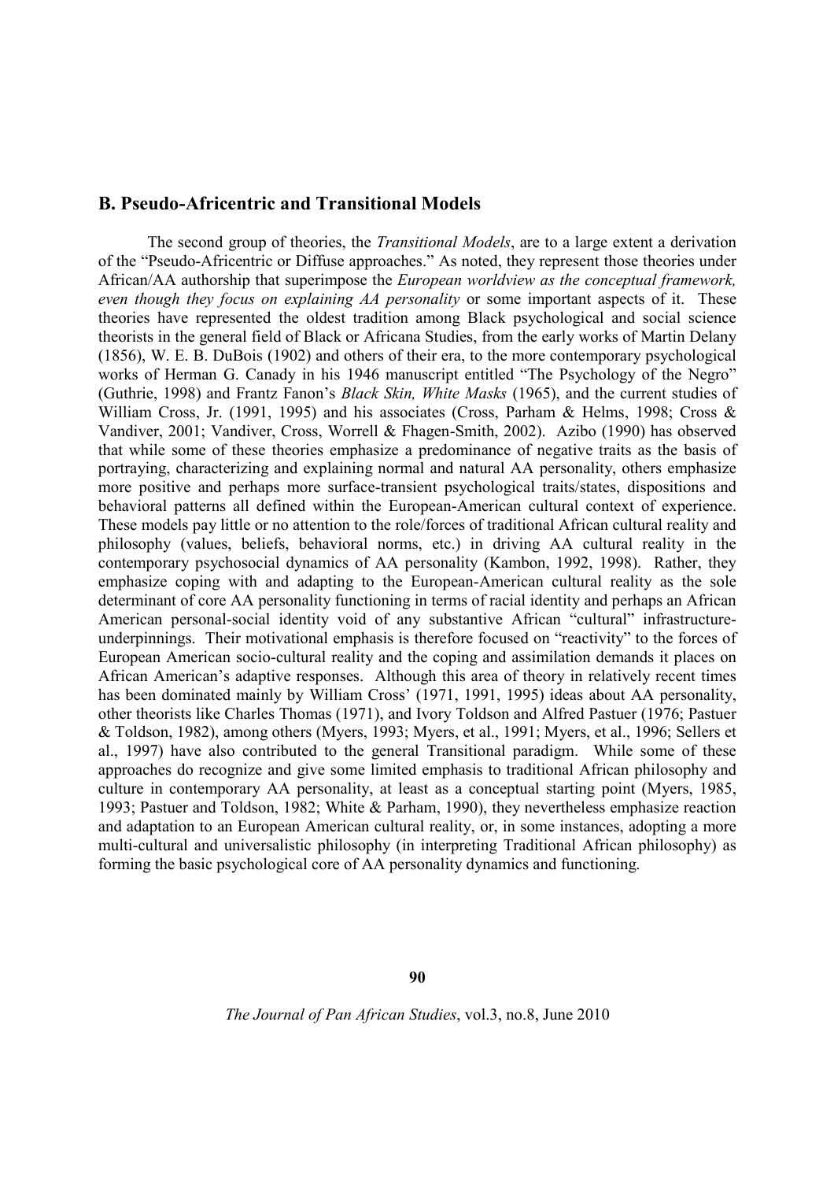## B. Pseudo-Africentric and Transitional Models

The second group of theories, the *Transitional Models*, are to a large extent a derivation of the "Pseudo-Africentric or Diffuse approaches." As noted, they represent those theories under African/AA authorship that superimpose the *European worldview as the conceptual framework, even though they focus on explaining AA personality* or some important aspects of it. These theories have represented the oldest tradition among Black psychological and social science theorists in the general field of Black or Africana Studies, from the early works of Martin Delany (1856), W. E. B. DuBois (1902) and others of their era, to the more contemporary psychological works of Herman G. Canady in his 1946 manuscript entitled "The Psychology of the Negro" (Guthrie, 1998) and Frantz Fanon's *Black Skin, White Masks* (1965), and the current studies of William Cross, Jr. (1991, 1995) and his associates (Cross, Parham & Helms, 1998; Cross & Vandiver, 2001; Vandiver, Cross, Worrell & Fhagen-Smith, 2002). Azibo (1990) has observed that while some of these theories emphasize a predominance of negative traits as the basis of portraying, characterizing and explaining normal and natural AA personality, others emphasize more positive and perhaps more surface-transient psychological traits/states, dispositions and behavioral patterns all defined within the European-American cultural context of experience. These models pay little or no attention to the role/forces of traditional African cultural reality and philosophy (values, beliefs, behavioral norms, etc.) in driving AA cultural reality in the contemporary psychosocial dynamics of AA personality (Kambon, 1992, 1998). Rather, they emphasize coping with and adapting to the European-American cultural reality as the sole determinant of core AA personality functioning in terms of racial identity and perhaps an African American personal-social identity void of any substantive African "cultural" infrastructure-underpinnings. Their motivational emphasis is therefore focused on "reactivity" to the forces of European American socio-cultural reality and the coping and assimilation demands it places on African American's adaptive responses. Although this area of theory in relatively recent times has been dominated mainly by William Cross' (1971, 1991, 1995) ideas about AA personality, other theorists like Charles Thomas (1971), and Ivory Toldson and Alfred Pastuer (1976; Pastuer & Toldson, 1982), among others (Myers, 1993; Myers, et al., 1991; Myers, et al., 1996; Sellers et al., 1997) have also contributed to the general Transitional paradigm. While some of these approaches do recognize and give some limited emphasis to traditional African philosophy and culture in contemporary AA personality, at least as a conceptual starting point (Myers, 1985, 1993; Pastuer and Toldson, 1982; White & Parham, 1990), they nevertheless emphasize reaction and adaptation to an European American cultural reality, or, in some instances, adopting a more multi-cultural and universalistic philosophy (in interpreting Traditional African philosophy) as forming the basic psychological core of AA personality dynamics and functioning.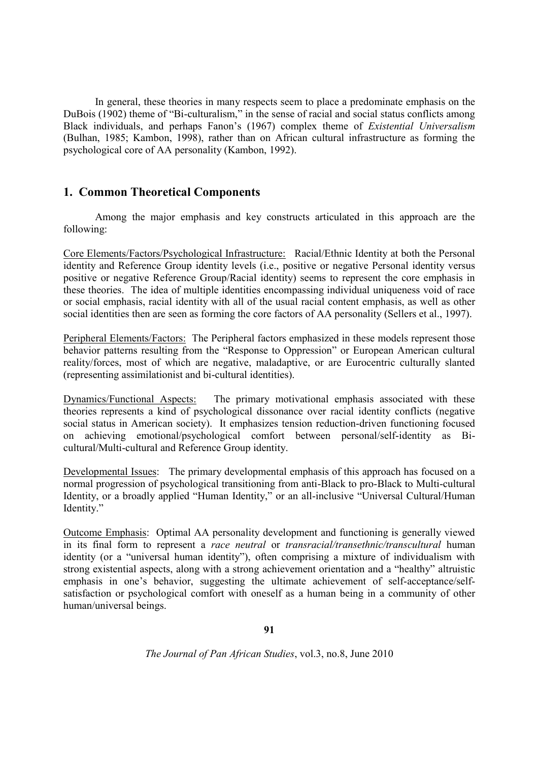In general, these theories in many respects seem to place a predominate emphasis on the DuBois (1902) theme of "Bi-culturalism," in the sense of racial and social status conflicts among Black individuals, and perhaps Fanon's (1967) complex theme of *Existential Universalism* (Bulhan, 1985; Kambon, 1998), rather than on African cultural infrastructure as forming the psychological core of AA personality (Kambon, 1992).

## 1. Common Theoretical Components

Among the major emphasis and key constructs articulated in this approach are the following:

Core Elements/Factors/Psychological Infrastructure: Racial/Ethnic Identity at both the Personal identity and Reference Group identity levels (i.e., positive or negative Personal identity versus positive or negative Reference Group/Racial identity) seems to represent the core emphasis in these theories. The idea of multiple identities encompassing individual uniqueness void of race or social emphasis, racial identity with all of the usual racial content emphasis, as well as other social identities then are seen as forming the core factors of AA personality (Sellers et al., 1997).

Peripheral Elements/Factors: The Peripheral factors emphasized in these models represent those behavior patterns resulting from the "Response to Oppression" or European American cultural reality/forces, most of which are negative, maladaptive, or are Eurocentric culturally slanted (representing assimilationist and bi-cultural identities).

Dynamics/Functional Aspects: The primary motivational emphasis associated with these theories represents a kind of psychological dissonance over racial identity conflicts (negative social status in American society). It emphasizes tension reduction-driven functioning focused on achieving emotional/psychological comfort between personal/self-identity as Bi-cultural/Multi-cultural and Reference Group identity.

Developmental Issues: The primary developmental emphasis of this approach has focused on a normal progression of psychological transitioning from anti-Black to pro-Black to Multi-cultural Identity, or a broadly applied "Human Identity," or an all-inclusive "Universal Cultural/Human Identity."

Outcome Emphasis: Optimal AA personality development and functioning is generally viewed in its final form to represent a *race neutral* or *transracial/transethnic/transcultural* human identity (or a "universal human identity"), often comprising a mixture of individualism with strong existential aspects, along with a strong achievement orientation and a "healthy" altruistic emphasis in one's behavior, suggesting the ultimate achievement of self-acceptance/self-satisfaction or psychological comfort with oneself as a human being in a community of other human/universal beings.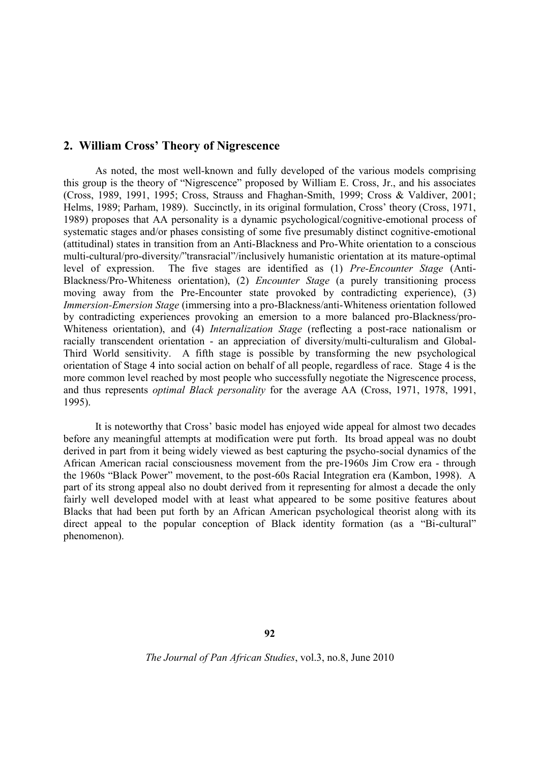## 2. William Cross' Theory of Nigrescence

As noted, the most well-known and fully developed of the various models comprising this group is the theory of "Nigrescence" proposed by William E. Cross, Jr., and his associates (Cross, 1989, 1991, 1995; Cross, Strauss and Fhaghan-Smith, 1999; Cross & Valdiver, 2001; Helms, 1989; Parham, 1989). Succinctly, in its original formulation, Cross' theory (Cross, 1971, 1989) proposes that AA personality is a dynamic psychological/cognitive-emotional process of systematic stages and/or phases consisting of some five presumably distinct cognitive-emotional (attitudinal) states in transition from an Anti-Blackness and Pro-White orientation to a conscious multi-cultural/pro-diversity/"transracial"/inclusively humanistic orientation at its mature-optimal level of expression. The five stages are identified as (1) *Pre-Encounter Stage* (Anti-Blackness/Pro-Whiteness orientation), (2) *Encounter Stage* (a purely transitioning process moving away from the Pre-Encounter state provoked by contradicting experience), (3) *Immersion-Emersion Stage* (immersing into a pro-Blackness/anti-Whiteness orientation followed by contradicting experiences provoking an emersion to a more balanced pro-Blackness/pro-Whiteness orientation), and (4) *Internalization Stage* (reflecting a post-race nationalism or racially transcendent orientation - an appreciation of diversity/multi-culturalism and Global-Third World sensitivity. A fifth stage is possible by transforming the new psychological orientation of Stage 4 into social action on behalf of all people, regardless of race. Stage 4 is the more common level reached by most people who successfully negotiate the Nigrescence process, and thus represents *optimal Black personality* for the average AA (Cross, 1971, 1978, 1991, 1995).

It is noteworthy that Cross' basic model has enjoyed wide appeal for almost two decades before any meaningful attempts at modification were put forth. Its broad appeal was no doubt derived in part from it being widely viewed as best capturing the psycho-social dynamics of the African American racial consciousness movement from the pre-1960s Jim Crow era - through the 1960s "Black Power" movement, to the post-60s Racial Integration era (Kambon, 1998). A part of its strong appeal also no doubt derived from it representing for almost a decade the only fairly well developed model with at least what appeared to be some positive features about Blacks that had been put forth by an African American psychological theorist along with its direct appeal to the popular conception of Black identity formation (as a "Bi-cultural" phenomenon).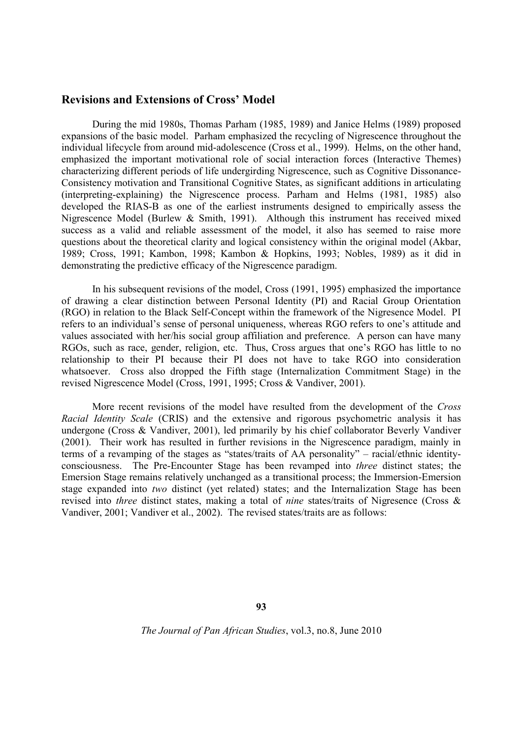## Revisions and Extensions of Cross' Model

During the mid 1980s, Thomas Parham (1985, 1989) and Janice Helms (1989) proposed expansions of the basic model. Parham emphasized the recycling of Nigrescence throughout the individual lifecycle from around mid-adolescence (Cross et al., 1999). Helms, on the other hand, emphasized the important motivational role of social interaction forces (Interactive Themes) characterizing different periods of life undergirding Nigrescence, such as Cognitive Dissonance-Consistency motivation and Transitional Cognitive States, as significant additions in articulating (interpreting-explaining) the Nigrescence process. Parham and Helms (1981, 1985) also developed the RIAS-B as one of the earliest instruments designed to empirically assess the Nigrescence Model (Burlew & Smith, 1991). Although this instrument has received mixed success as a valid and reliable assessment of the model, it also has seemed to raise more questions about the theoretical clarity and logical consistency within the original model (Akbar, 1989; Cross, 1991; Kambon, 1998; Kambon & Hopkins, 1993; Nobles, 1989) as it did in demonstrating the predictive efficacy of the Nigrescence paradigm.

In his subsequent revisions of the model, Cross (1991, 1995) emphasized the importance of drawing a clear distinction between Personal Identity (PI) and Racial Group Orientation (RGO) in relation to the Black Self-Concept within the framework of the Nigresence Model. PI refers to an individual's sense of personal uniqueness, whereas RGO refers to one's attitude and values associated with her/his social group affiliation and preference. A person can have many RGOs, such as race, gender, religion, etc. Thus, Cross argues that one's RGO has little to no relationship to their PI because their PI does not have to take RGO into consideration whatsoever. Cross also dropped the Fifth stage (Internalization Commitment Stage) in the revised Nigrescence Model (Cross, 1991, 1995; Cross & Vandiver, 2001).

More recent revisions of the model have resulted from the development of the *Cross Racial Identity Scale* (CRIS) and the extensive and rigorous psychometric analysis it has undergone (Cross & Vandiver, 2001), led primarily by his chief collaborator Beverly Vandiver (2001). Their work has resulted in further revisions in the Nigrescence paradigm, mainly in terms of a revamping of the stages as "states/traits of AA personality" – racial/ethnic identity-consciousness. The Pre-Encounter Stage has been revamped into *three* distinct states; the Emersion Stage remains relatively unchanged as a transitional process; the Immersion-Emersion stage expanded into *two* distinct (yet related) states; and the Internalization Stage has been revised into *three* distinct states, making a total of *nine* states/traits of Nigresence (Cross & Vandiver, 2001; Vandiver et al., 2002). The revised states/traits are as follows: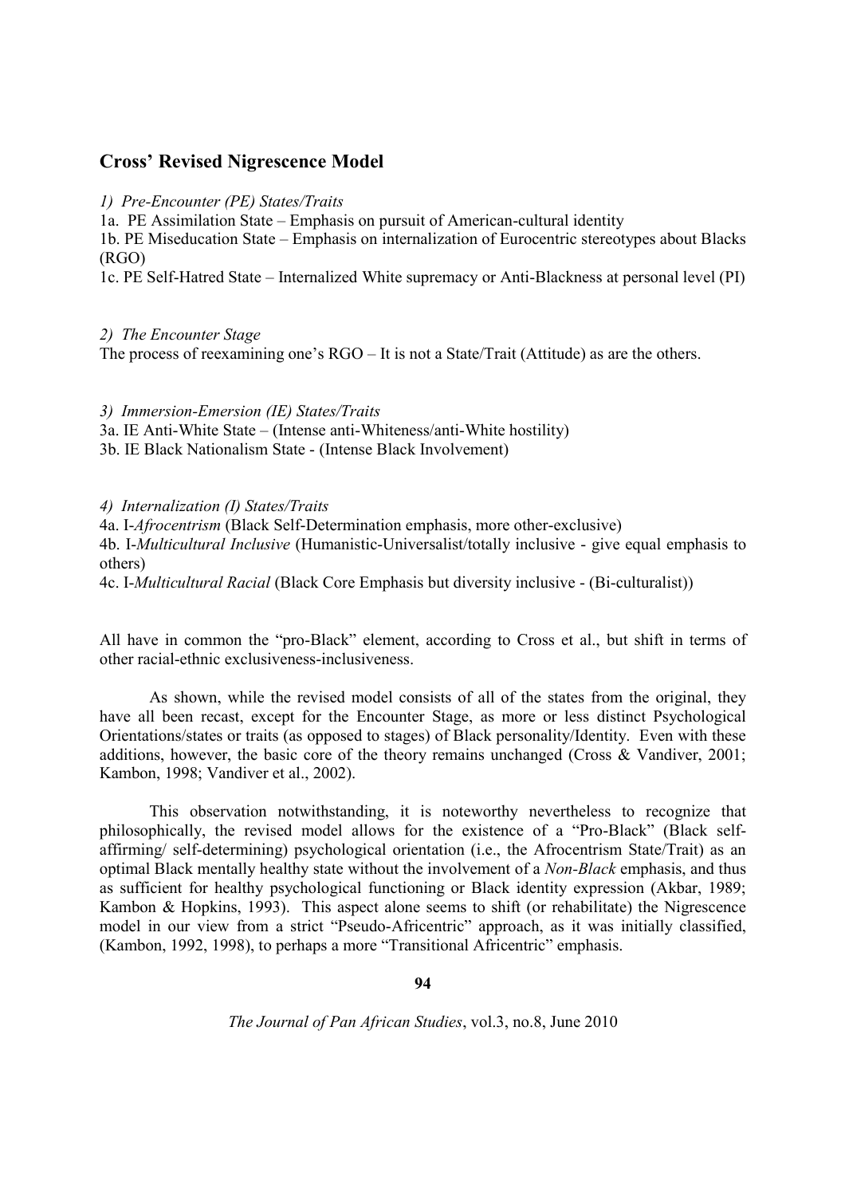## Cross' Revised Nigrescence Model

*1) Pre-Encounter (PE) States/Traits*

1a. PE Assimilation State – Emphasis on pursuit of American-cultural identity

1b. PE Miseducation State – Emphasis on internalization of Eurocentric stereotypes about Blacks (RGO)

1c. PE Self-Hatred State – Internalized White supremacy or Anti-Blackness at personal level (PI)

*2) The Encounter Stage*

The process of reexamining one's RGO – It is not a State/Trait (Attitude) as are the others.

*3) Immersion-Emersion (IE) States/Traits*

3a. IE Anti-White State – (Intense anti-Whiteness/anti-White hostility)

3b. IE Black Nationalism State - (Intense Black Involvement)

*4) Internalization (I) States/Traits*

4a. I-*Afrocentrism* (Black Self-Determination emphasis, more other-exclusive)

4b. I-*Multicultural Inclusive* (Humanistic-Universalist/totally inclusive - give equal emphasis to others)

4c. I-*Multicultural Racial* (Black Core Emphasis but diversity inclusive - (Bi-culturalist))

All have in common the "pro-Black" element, according to Cross et al., but shift in terms of other racial-ethnic exclusiveness-inclusiveness.

As shown, while the revised model consists of all of the states from the original, they have all been recast, except for the Encounter Stage, as more or less distinct Psychological Orientations/states or traits (as opposed to stages) of Black personality/Identity. Even with these additions, however, the basic core of the theory remains unchanged (Cross & Vandiver, 2001; Kambon, 1998; Vandiver et al., 2002).

This observation notwithstanding, it is noteworthy nevertheless to recognize that philosophically, the revised model allows for the existence of a "Pro-Black" (Black self-affirming/ self-determining) psychological orientation (i.e., the Afrocentrism State/Trait) as an optimal Black mentally healthy state without the involvement of a *Non-Black* emphasis, and thus as sufficient for healthy psychological functioning or Black identity expression (Akbar, 1989; Kambon & Hopkins, 1993). This aspect alone seems to shift (or rehabilitate) the Nigrescence model in our view from a strict "Pseudo-Africentric" approach, as it was initially classified, (Kambon, 1992, 1998), to perhaps a more "Transitional Africentric" emphasis.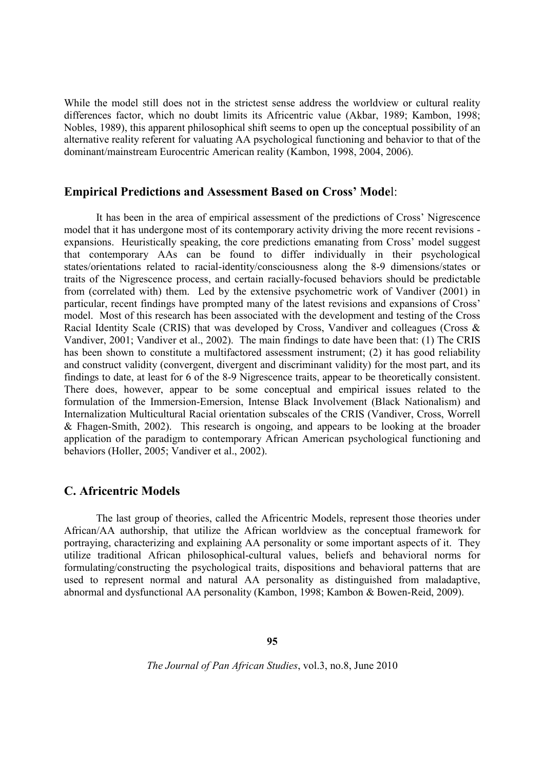While the model still does not in the strictest sense address the worldview or cultural reality differences factor, which no doubt limits its Africentric value (Akbar, 1989; Kambon, 1998; Nobles, 1989), this apparent philosophical shift seems to open up the conceptual possibility of an alternative reality referent for valuating AA psychological functioning and behavior to that of the dominant/mainstream Eurocentric American reality (Kambon, 1998, 2004, 2006).

### Empirical Predictions and Assessment Based on Cross' Model:

It has been in the area of empirical assessment of the predictions of Cross' Nigrescence model that it has undergone most of its contemporary activity driving the more recent revisions - expansions. Heuristically speaking, the core predictions emanating from Cross' model suggest that contemporary AAs can be found to differ individually in their psychological states/orientations related to racial-identity/consciousness along the 8-9 dimensions/states or traits of the Nigrescence process, and certain racially-focused behaviors should be predictable from (correlated with) them. Led by the extensive psychometric work of Vandiver (2001) in particular, recent findings have prompted many of the latest revisions and expansions of Cross' model. Most of this research has been associated with the development and testing of the Cross Racial Identity Scale (CRIS) that was developed by Cross, Vandiver and colleagues (Cross & Vandiver, 2001; Vandiver et al., 2002). The main findings to date have been that: (1) The CRIS has been shown to constitute a multifactored assessment instrument; (2) it has good reliability and construct validity (convergent, divergent and discriminant validity) for the most part, and its findings to date, at least for 6 of the 8-9 Nigrescence traits, appear to be theoretically consistent. There does, however, appear to be some conceptual and empirical issues related to the formulation of the Immersion-Emersion, Intense Black Involvement (Black Nationalism) and Internalization Multicultural Racial orientation subscales of the CRIS (Vandiver, Cross, Worrell & Fhagen-Smith, 2002). This research is ongoing, and appears to be looking at the broader application of the paradigm to contemporary African American psychological functioning and behaviors (Holler, 2005; Vandiver et al., 2002).

## C. Africentric Models

The last group of theories, called the Africentric Models, represent those theories under African/AA authorship, that utilize the African worldview as the conceptual framework for portraying, characterizing and explaining AA personality or some important aspects of it. They utilize traditional African philosophical-cultural values, beliefs and behavioral norms for formulating/constructing the psychological traits, dispositions and behavioral patterns that are used to represent normal and natural AA personality as distinguished from maladaptive, abnormal and dysfunctional AA personality (Kambon, 1998; Kambon & Bowen-Reid, 2009).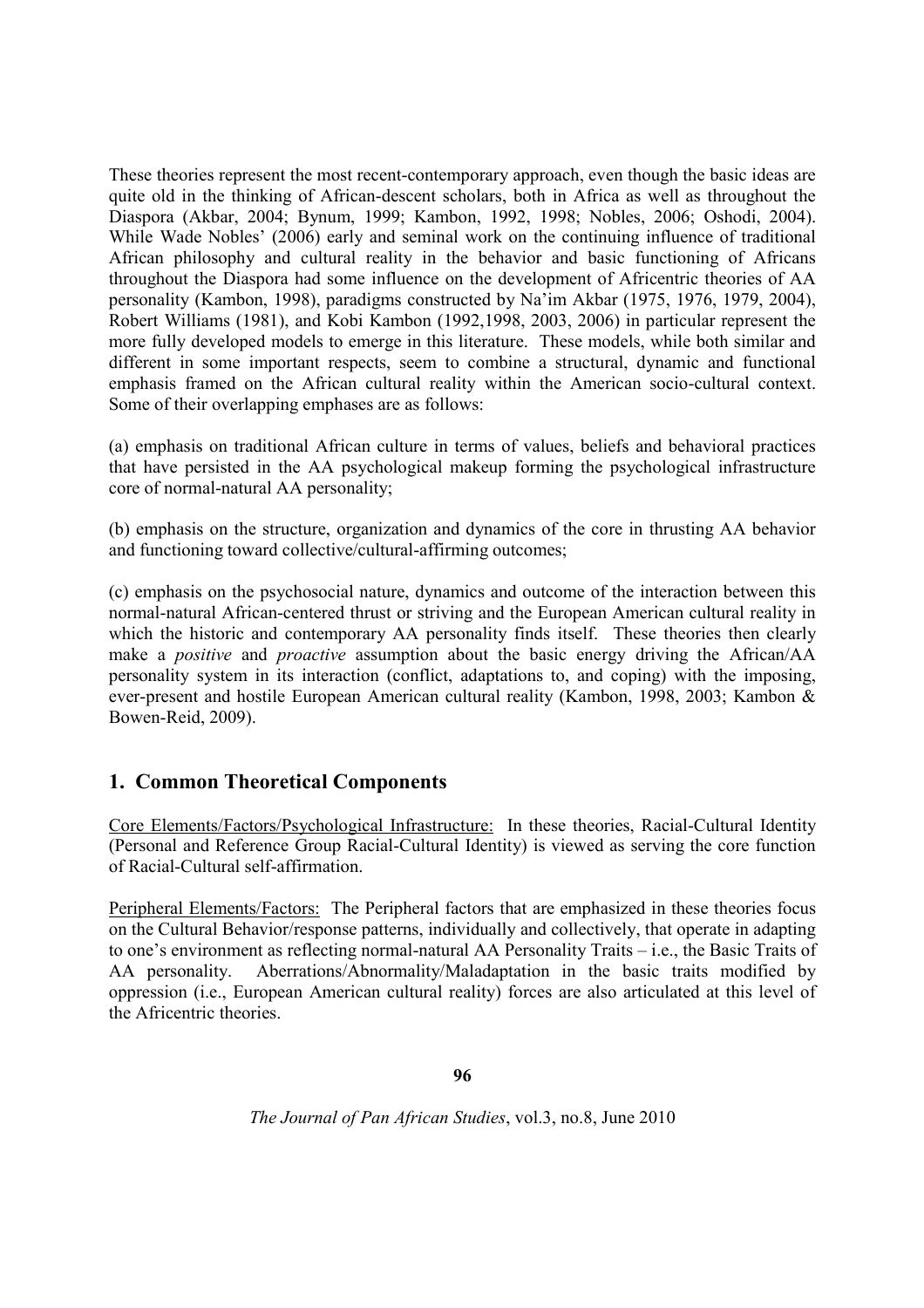These theories represent the most recent-contemporary approach, even though the basic ideas are quite old in the thinking of African-descent scholars, both in Africa as well as throughout the Diaspora (Akbar, 2004; Bynum, 1999; Kambon, 1992, 1998; Nobles, 2006; Oshodi, 2004). While Wade Nobles' (2006) early and seminal work on the continuing influence of traditional African philosophy and cultural reality in the behavior and basic functioning of Africans throughout the Diaspora had some influence on the development of Africentric theories of AA personality (Kambon, 1998), paradigms constructed by Na'im Akbar (1975, 1976, 1979, 2004), Robert Williams (1981), and Kobi Kambon (1992,1998, 2003, 2006) in particular represent the more fully developed models to emerge in this literature. These models, while both similar and different in some important respects, seem to combine a structural, dynamic and functional emphasis framed on the African cultural reality within the American socio-cultural context. Some of their overlapping emphases are as follows:

(a) emphasis on traditional African culture in terms of values, beliefs and behavioral practices that have persisted in the AA psychological makeup forming the psychological infrastructure core of normal-natural AA personality;

(b) emphasis on the structure, organization and dynamics of the core in thrusting AA behavior and functioning toward collective/cultural-affirming outcomes;

(c) emphasis on the psychosocial nature, dynamics and outcome of the interaction between this normal-natural African-centered thrust or striving and the European American cultural reality in which the historic and contemporary AA personality finds itself. These theories then clearly make a *positive* and *proactive* assumption about the basic energy driving the African/AA personality system in its interaction (conflict, adaptations to, and coping) with the imposing, ever-present and hostile European American cultural reality (Kambon, 1998, 2003; Kambon & Bowen-Reid, 2009).

## 1. Common Theoretical Components

Core Elements/Factors/Psychological Infrastructure: In these theories, Racial-Cultural Identity (Personal and Reference Group Racial-Cultural Identity) is viewed as serving the core function of Racial-Cultural self-affirmation.

Peripheral Elements/Factors: The Peripheral factors that are emphasized in these theories focus on the Cultural Behavior/response patterns, individually and collectively, that operate in adapting to one's environment as reflecting normal-natural AA Personality Traits – i.e., the Basic Traits of AA personality. Aberrations/Abnormality/Maladaptation in the basic traits modified by oppression (i.e., European American cultural reality) forces are also articulated at this level of the Africentric theories.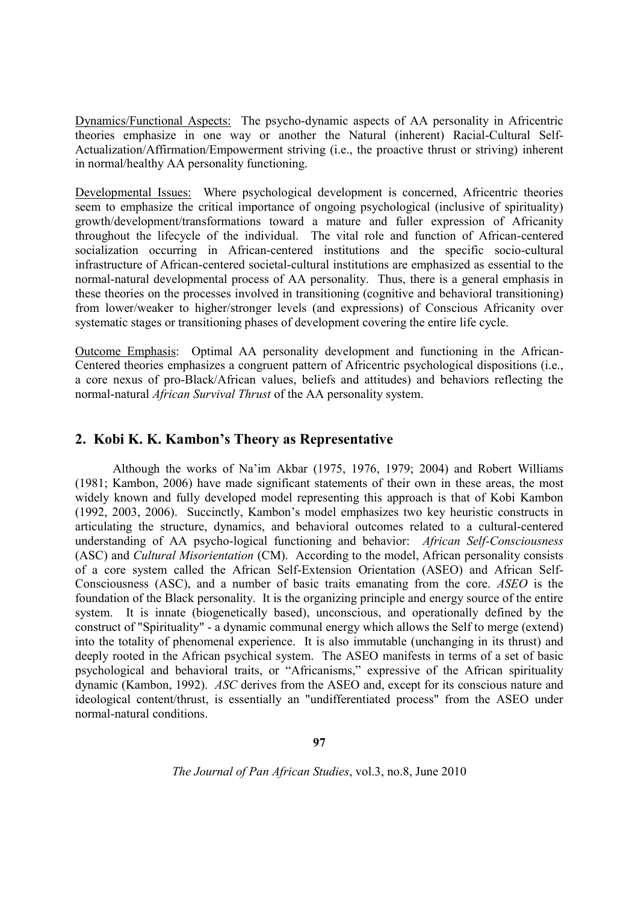Dynamics/Functional Aspects: The psycho-dynamic aspects of AA personality in Africentric theories emphasize in one way or another the Natural (inherent) Racial-Cultural Self-Actualization/Affirmation/Empowerment striving (i.e., the proactive thrust or striving) inherent in normal/healthy AA personality functioning.

Developmental Issues: Where psychological development is concerned, Africentric theories seem to emphasize the critical importance of ongoing psychological (inclusive of spirituality) growth/development/transformations toward a mature and fuller expression of Africanity throughout the lifecycle of the individual. The vital role and function of African-centered socialization occurring in African-centered institutions and the specific socio-cultural infrastructure of African-centered societal-cultural institutions are emphasized as essential to the normal-natural developmental process of AA personality. Thus, there is a general emphasis in these theories on the processes involved in transitioning (cognitive and behavioral transitioning) from lower/weaker to higher/stronger levels (and expressions) of Conscious Africanity over systematic stages or transitioning phases of development covering the entire life cycle.

Outcome Emphasis: Optimal AA personality development and functioning in the African-Centered theories emphasizes a congruent pattern of Africentric psychological dispositions (i.e., a core nexus of pro-Black/African values, beliefs and attitudes) and behaviors reflecting the normal-natural *African Survival Thrust* of the AA personality system.

## 2. Kobi K. K. Kambon's Theory as Representative

Although the works of Na'im Akbar (1975, 1976, 1979; 2004) and Robert Williams (1981; Kambon, 2006) have made significant statements of their own in these areas, the most widely known and fully developed model representing this approach is that of Kobi Kambon (1992, 2003, 2006). Succinctly, Kambon's model emphasizes two key heuristic constructs in articulating the structure, dynamics, and behavioral outcomes related to a cultural-centered understanding of AA psycho-logical functioning and behavior: *African Self-Consciousness* (ASC) and *Cultural Misorientation* (CM). According to the model, African personality consists of a core system called the African Self-Extension Orientation (ASEO) and African Self-Consciousness (ASC), and a number of basic traits emanating from the core. *ASEO* is the foundation of the Black personality. It is the organizing principle and energy source of the entire system. It is innate (biogenetically based), unconscious, and operationally defined by the construct of "Spirituality" - a dynamic communal energy which allows the Self to merge (extend) into the totality of phenomenal experience. It is also immutable (unchanging in its thrust) and deeply rooted in the African psychical system. The ASEO manifests in terms of a set of basic psychological and behavioral traits, or "Africanisms," expressive of the African spirituality dynamic (Kambon, 1992). *ASC* derives from the ASEO and, except for its conscious nature and ideological content/thrust, is essentially an "undifferentiated process" from the ASEO under normal-natural conditions.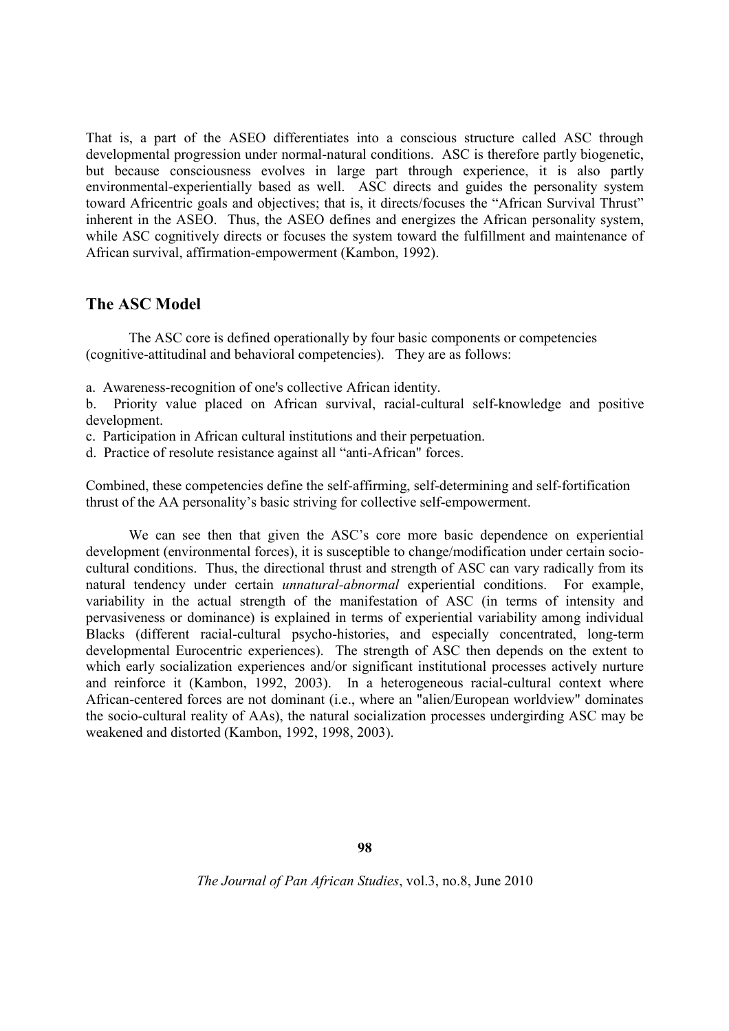That is, a part of the ASEO differentiates into a conscious structure called ASC through developmental progression under normal-natural conditions. ASC is therefore partly biogenetic, but because consciousness evolves in large part through experience, it is also partly environmental-experientially based as well. ASC directs and guides the personality system toward Africentric goals and objectives; that is, it directs/focuses the "African Survival Thrust" inherent in the ASEO. Thus, the ASEO defines and energizes the African personality system, while ASC cognitively directs or focuses the system toward the fulfillment and maintenance of African survival, affirmation-empowerment (Kambon, 1992).

## The ASC Model

The ASC core is defined operationally by four basic components or competencies (cognitive-attitudinal and behavioral competencies). They are as follows:

a. Awareness-recognition of one's collective African identity.
b. Priority value placed on African survival, racial-cultural self-knowledge and positive development.
c. Participation in African cultural institutions and their perpetuation.
d. Practice of resolute resistance against all "anti-African" forces.

Combined, these competencies define the self-affirming, self-determining and self-fortification thrust of the AA personality's basic striving for collective self-empowerment.

We can see then that given the ASC's core more basic dependence on experiential development (environmental forces), it is susceptible to change/modification under certain socio-cultural conditions. Thus, the directional thrust and strength of ASC can vary radically from its natural tendency under certain *unnatural-abnormal* experiential conditions. For example, variability in the actual strength of the manifestation of ASC (in terms of intensity and pervasiveness or dominance) is explained in terms of experiential variability among individual Blacks (different racial-cultural psycho-histories, and especially concentrated, long-term developmental Eurocentric experiences). The strength of ASC then depends on the extent to which early socialization experiences and/or significant institutional processes actively nurture and reinforce it (Kambon, 1992, 2003). In a heterogeneous racial-cultural context where African-centered forces are not dominant (i.e., where an "alien/European worldview" dominates the socio-cultural reality of AAs), the natural socialization processes undergirding ASC may be weakened and distorted (Kambon, 1992, 1998, 2003).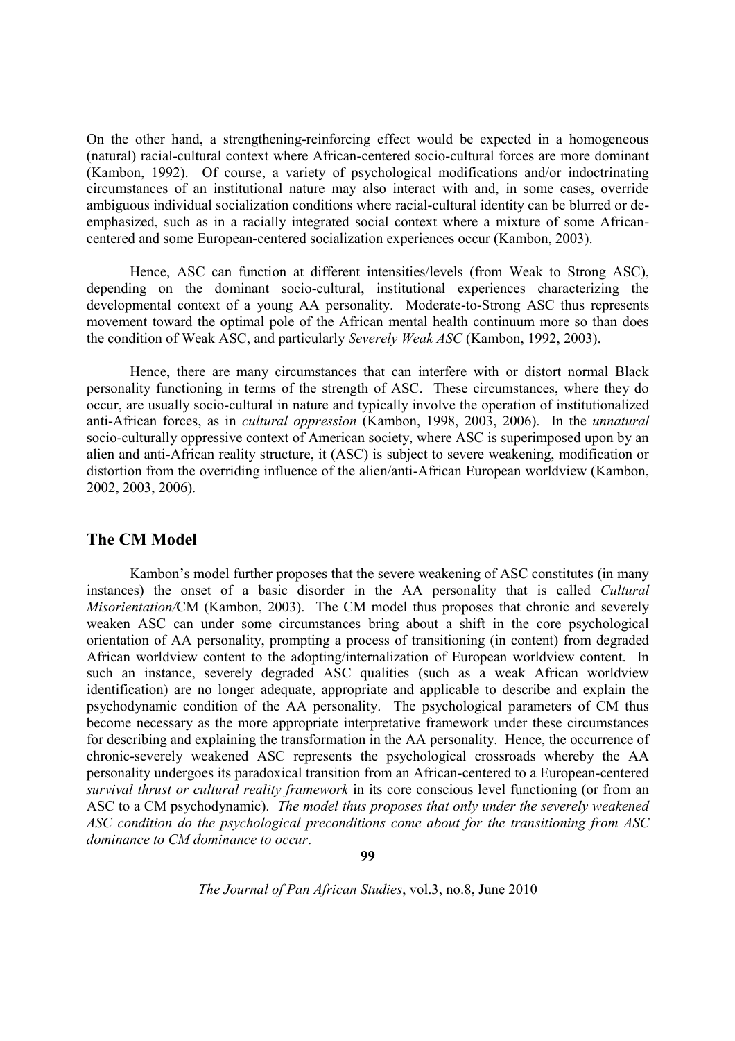On the other hand, a strengthening-reinforcing effect would be expected in a homogeneous (natural) racial-cultural context where African-centered socio-cultural forces are more dominant (Kambon, 1992). Of course, a variety of psychological modifications and/or indoctrinating circumstances of an institutional nature may also interact with and, in some cases, override ambiguous individual socialization conditions where racial-cultural identity can be blurred or de-emphasized, such as in a racially integrated social context where a mixture of some African-centered and some European-centered socialization experiences occur (Kambon, 2003).

Hence, ASC can function at different intensities/levels (from Weak to Strong ASC), depending on the dominant socio-cultural, institutional experiences characterizing the developmental context of a young AA personality. Moderate-to-Strong ASC thus represents movement toward the optimal pole of the African mental health continuum more so than does the condition of Weak ASC, and particularly *Severely Weak ASC* (Kambon, 1992, 2003).

Hence, there are many circumstances that can interfere with or distort normal Black personality functioning in terms of the strength of ASC. These circumstances, where they do occur, are usually socio-cultural in nature and typically involve the operation of institutionalized anti-African forces, as in *cultural oppression* (Kambon, 1998, 2003, 2006). In the *unnatural* socio-culturally oppressive context of American society, where ASC is superimposed upon by an alien and anti-African reality structure, it (ASC) is subject to severe weakening, modification or distortion from the overriding influence of the alien/anti-African European worldview (Kambon, 2002, 2003, 2006).

## The CM Model

Kambon's model further proposes that the severe weakening of ASC constitutes (in many instances) the onset of a basic disorder in the AA personality that is called *Cultural Misorientation/*CM (Kambon, 2003). The CM model thus proposes that chronic and severely weaken ASC can under some circumstances bring about a shift in the core psychological orientation of AA personality, prompting a process of transitioning (in content) from degraded African worldview content to the adopting/internalization of European worldview content. In such an instance, severely degraded ASC qualities (such as a weak African worldview identification) are no longer adequate, appropriate and applicable to describe and explain the psychodynamic condition of the AA personality. The psychological parameters of CM thus become necessary as the more appropriate interpretative framework under these circumstances for describing and explaining the transformation in the AA personality. Hence, the occurrence of chronic-severely weakened ASC represents the psychological crossroads whereby the AA personality undergoes its paradoxical transition from an African-centered to a European-centered *survival thrust or cultural reality framework* in its core conscious level functioning (or from an ASC to a CM psychodynamic). *The model thus proposes that only under the severely weakened ASC condition do the psychological preconditions come about for the transitioning from ASC dominance to CM dominance to occur*.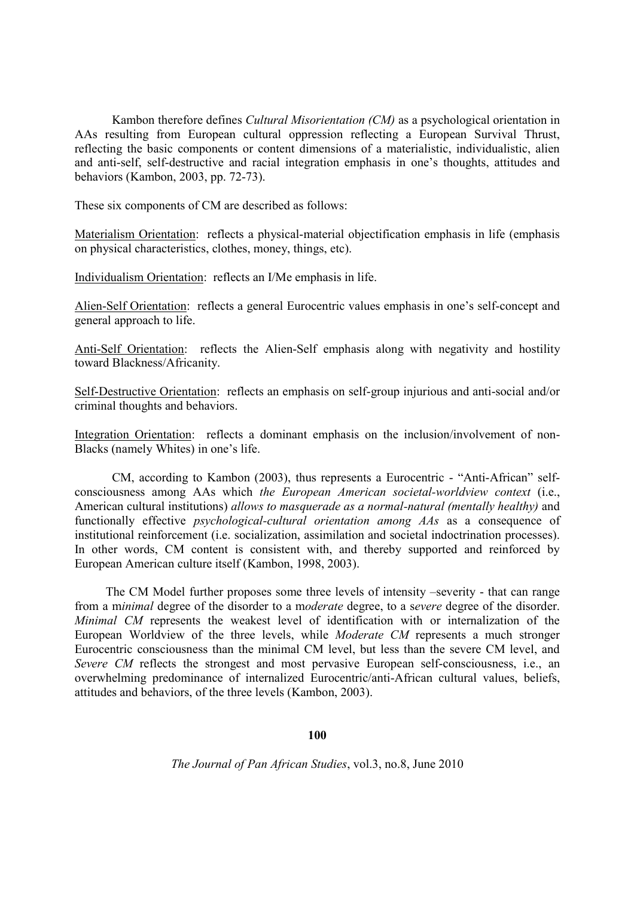Kambon therefore defines *Cultural Misorientation (CM)* as a psychological orientation in AAs resulting from European cultural oppression reflecting a European Survival Thrust, reflecting the basic components or content dimensions of a materialistic, individualistic, alien and anti-self, self-destructive and racial integration emphasis in one's thoughts, attitudes and behaviors (Kambon, 2003, pp. 72-73).

These six components of CM are described as follows:

<u>Materialism Orientation</u>: reflects a physical-material objectification emphasis in life (emphasis on physical characteristics, clothes, money, things, etc).

<u>Individualism Orientation</u>: reflects an I/Me emphasis in life.

<u>Alien-Self Orientation</u>: reflects a general Eurocentric values emphasis in one's self-concept and general approach to life.

<u>Anti-Self Orientation</u>: reflects the Alien-Self emphasis along with negativity and hostility toward Blackness/Africanity.

<u>Self-Destructive Orientation</u>: reflects an emphasis on self-group injurious and anti-social and/or criminal thoughts and behaviors.

<u>Integration Orientation</u>: reflects a dominant emphasis on the inclusion/involvement of non-Blacks (namely Whites) in one's life.

CM, according to Kambon (2003), thus represents a Eurocentric - "Anti-African" self-consciousness among AAs which *the European American societal-worldview context* (i.e., American cultural institutions) *allows to masquerade as a normal-natural (mentally healthy)* and functionally effective *psychological-cultural orientation among AAs* as a consequence of institutional reinforcement (i.e. socialization, assimilation and societal indoctrination processes). In other words, CM content is consistent with, and thereby supported and reinforced by European American culture itself (Kambon, 1998, 2003).

The CM Model further proposes some three levels of intensity –severity - that can range from a m*inimal* degree of the disorder to a m*oderate* degree, to a s*evere* degree of the disorder. *Minimal CM* represents the weakest level of identification with or internalization of the European Worldview of the three levels, while *Moderate CM* represents a much stronger Eurocentric consciousness than the minimal CM level, but less than the severe CM level, and *Severe CM* reflects the strongest and most pervasive European self-consciousness, i.e., an overwhelming predominance of internalized Eurocentric/anti-African cultural values, beliefs, attitudes and behaviors, of the three levels (Kambon, 2003).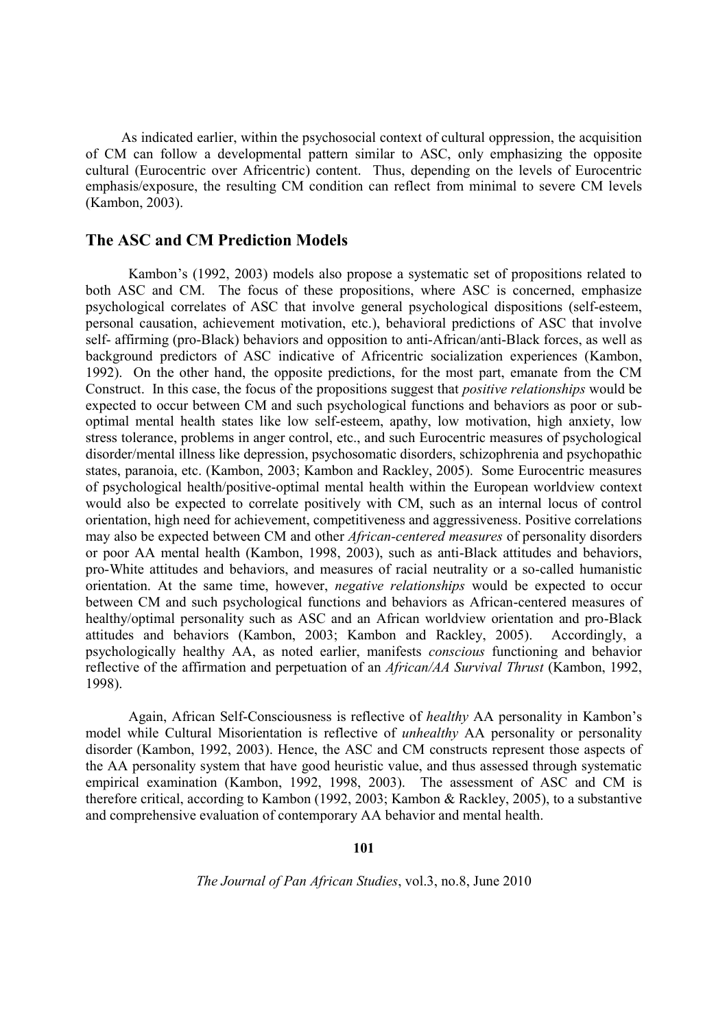As indicated earlier, within the psychosocial context of cultural oppression, the acquisition of CM can follow a developmental pattern similar to ASC, only emphasizing the opposite cultural (Eurocentric over Africentric) content. Thus, depending on the levels of Eurocentric emphasis/exposure, the resulting CM condition can reflect from minimal to severe CM levels (Kambon, 2003).

## The ASC and CM Prediction Models

Kambon's (1992, 2003) models also propose a systematic set of propositions related to both ASC and CM. The focus of these propositions, where ASC is concerned, emphasize psychological correlates of ASC that involve general psychological dispositions (self-esteem, personal causation, achievement motivation, etc.), behavioral predictions of ASC that involve self- affirming (pro-Black) behaviors and opposition to anti-African/anti-Black forces, as well as background predictors of ASC indicative of Africentric socialization experiences (Kambon, 1992). On the other hand, the opposite predictions, for the most part, emanate from the CM Construct. In this case, the focus of the propositions suggest that *positive relationships* would be expected to occur between CM and such psychological functions and behaviors as poor or sub-optimal mental health states like low self-esteem, apathy, low motivation, high anxiety, low stress tolerance, problems in anger control, etc., and such Eurocentric measures of psychological disorder/mental illness like depression, psychosomatic disorders, schizophrenia and psychopathic states, paranoia, etc. (Kambon, 2003; Kambon and Rackley, 2005). Some Eurocentric measures of psychological health/positive-optimal mental health within the European worldview context would also be expected to correlate positively with CM, such as an internal locus of control orientation, high need for achievement, competitiveness and aggressiveness. Positive correlations may also be expected between CM and other *African-centered measures* of personality disorders or poor AA mental health (Kambon, 1998, 2003), such as anti-Black attitudes and behaviors, pro-White attitudes and behaviors, and measures of racial neutrality or a so-called humanistic orientation. At the same time, however, *negative relationships* would be expected to occur between CM and such psychological functions and behaviors as African-centered measures of healthy/optimal personality such as ASC and an African worldview orientation and pro-Black attitudes and behaviors (Kambon, 2003; Kambon and Rackley, 2005). Accordingly, a psychologically healthy AA, as noted earlier, manifests *conscious* functioning and behavior reflective of the affirmation and perpetuation of an *African/AA Survival Thrust* (Kambon, 1992, 1998).

Again, African Self-Consciousness is reflective of *healthy* AA personality in Kambon's model while Cultural Misorientation is reflective of *unhealthy* AA personality or personality disorder (Kambon, 1992, 2003). Hence, the ASC and CM constructs represent those aspects of the AA personality system that have good heuristic value, and thus assessed through systematic empirical examination (Kambon, 1992, 1998, 2003). The assessment of ASC and CM is therefore critical, according to Kambon (1992, 2003; Kambon & Rackley, 2005), to a substantive and comprehensive evaluation of contemporary AA behavior and mental health.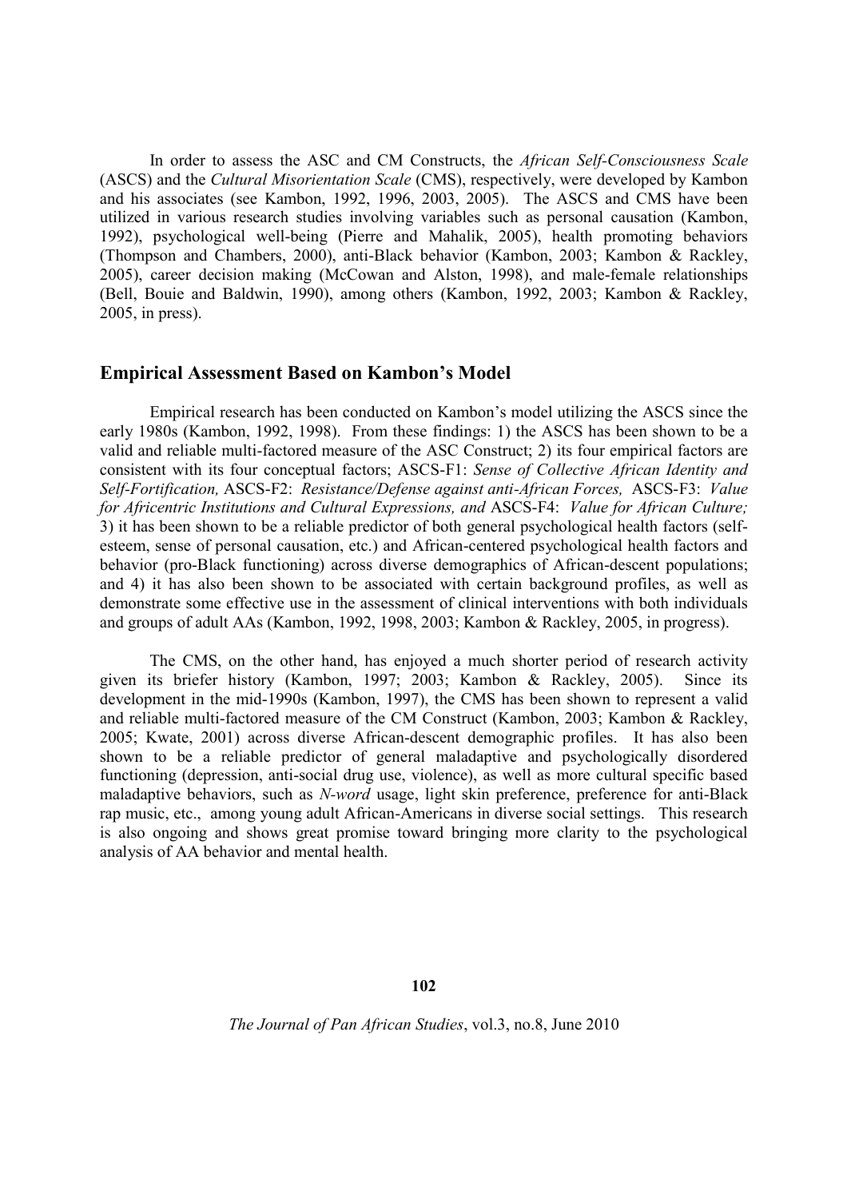In order to assess the ASC and CM Constructs, the *African Self-Consciousness Scale* (ASCS) and the *Cultural Misorientation Scale* (CMS), respectively, were developed by Kambon and his associates (see Kambon, 1992, 1996, 2003, 2005). The ASCS and CMS have been utilized in various research studies involving variables such as personal causation (Kambon, 1992), psychological well-being (Pierre and Mahalik, 2005), health promoting behaviors (Thompson and Chambers, 2000), anti-Black behavior (Kambon, 2003; Kambon & Rackley, 2005), career decision making (McCowan and Alston, 1998), and male-female relationships (Bell, Bouie and Baldwin, 1990), among others (Kambon, 1992, 2003; Kambon & Rackley, 2005, in press).

## Empirical Assessment Based on Kambon's Model

Empirical research has been conducted on Kambon's model utilizing the ASCS since the early 1980s (Kambon, 1992, 1998). From these findings: 1) the ASCS has been shown to be a valid and reliable multi-factored measure of the ASC Construct; 2) its four empirical factors are consistent with its four conceptual factors; ASCS-F1: *Sense of Collective African Identity and Self-Fortification,* ASCS-F2: *Resistance/Defense against anti-African Forces,* ASCS-F3: *Value for Africentric Institutions and Cultural Expressions, and* ASCS-F4: *Value for African Culture;* 3) it has been shown to be a reliable predictor of both general psychological health factors (self-esteem, sense of personal causation, etc.) and African-centered psychological health factors and behavior (pro-Black functioning) across diverse demographics of African-descent populations; and 4) it has also been shown to be associated with certain background profiles, as well as demonstrate some effective use in the assessment of clinical interventions with both individuals and groups of adult AAs (Kambon, 1992, 1998, 2003; Kambon & Rackley, 2005, in progress).

The CMS, on the other hand, has enjoyed a much shorter period of research activity given its briefer history (Kambon, 1997; 2003; Kambon & Rackley, 2005). Since its development in the mid-1990s (Kambon, 1997), the CMS has been shown to represent a valid and reliable multi-factored measure of the CM Construct (Kambon, 2003; Kambon & Rackley, 2005; Kwate, 2001) across diverse African-descent demographic profiles. It has also been shown to be a reliable predictor of general maladaptive and psychologically disordered functioning (depression, anti-social drug use, violence), as well as more cultural specific based maladaptive behaviors, such as *N-word* usage, light skin preference, preference for anti-Black rap music, etc., among young adult African-Americans in diverse social settings. This research is also ongoing and shows great promise toward bringing more clarity to the psychological analysis of AA behavior and mental health.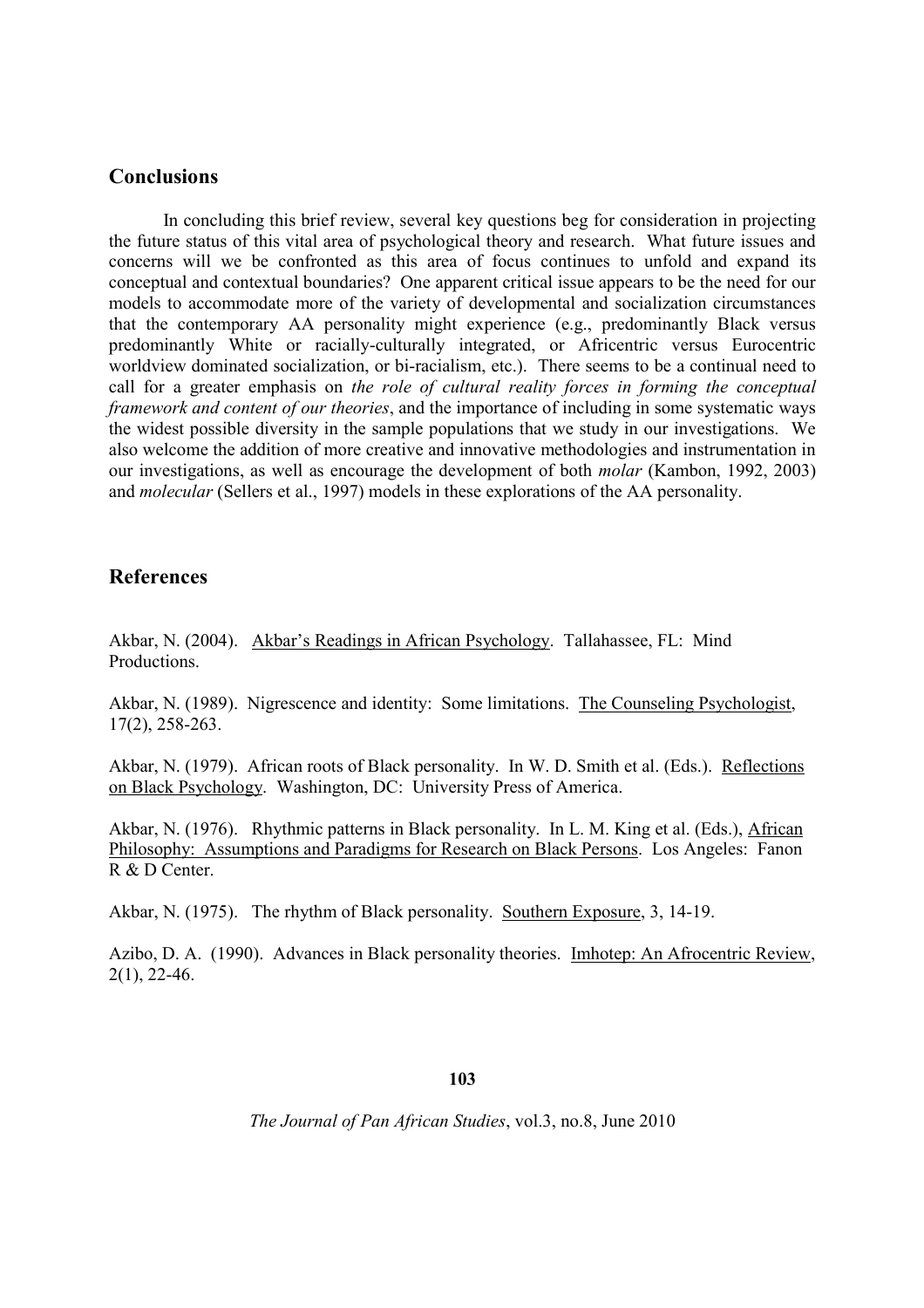## Conclusions

In concluding this brief review, several key questions beg for consideration in projecting the future status of this vital area of psychological theory and research. What future issues and concerns will we be confronted as this area of focus continues to unfold and expand its conceptual and contextual boundaries? One apparent critical issue appears to be the need for our models to accommodate more of the variety of developmental and socialization circumstances that the contemporary AA personality might experience (e.g., predominantly Black versus predominantly White or racially-culturally integrated, or Africentric versus Eurocentric worldview dominated socialization, or bi-racialism, etc.). There seems to be a continual need to call for a greater emphasis on *the role of cultural reality forces in forming the conceptual framework and content of our theories*, and the importance of including in some systematic ways the widest possible diversity in the sample populations that we study in our investigations. We also welcome the addition of more creative and innovative methodologies and instrumentation in our investigations, as well as encourage the development of both *molar* (Kambon, 1992, 2003) and *molecular* (Sellers et al., 1997) models in these explorations of the AA personality.

## References

Akbar, N. (2004). Akbar's Readings in African Psychology. Tallahassee, FL: Mind Productions.

Akbar, N. (1989). Nigrescence and identity: Some limitations. The Counseling Psychologist, 17(2), 258-263.

Akbar, N. (1979). African roots of Black personality. In W. D. Smith et al. (Eds.). Reflections on Black Psychology. Washington, DC: University Press of America.

Akbar, N. (1976). Rhythmic patterns in Black personality. In L. M. King et al. (Eds.), African Philosophy: Assumptions and Paradigms for Research on Black Persons. Los Angeles: Fanon R & D Center.

Akbar, N. (1975). The rhythm of Black personality. Southern Exposure, 3, 14-19.

Azibo, D. A. (1990). Advances in Black personality theories. Imhotep: An Afrocentric Review, 2(1), 22-46.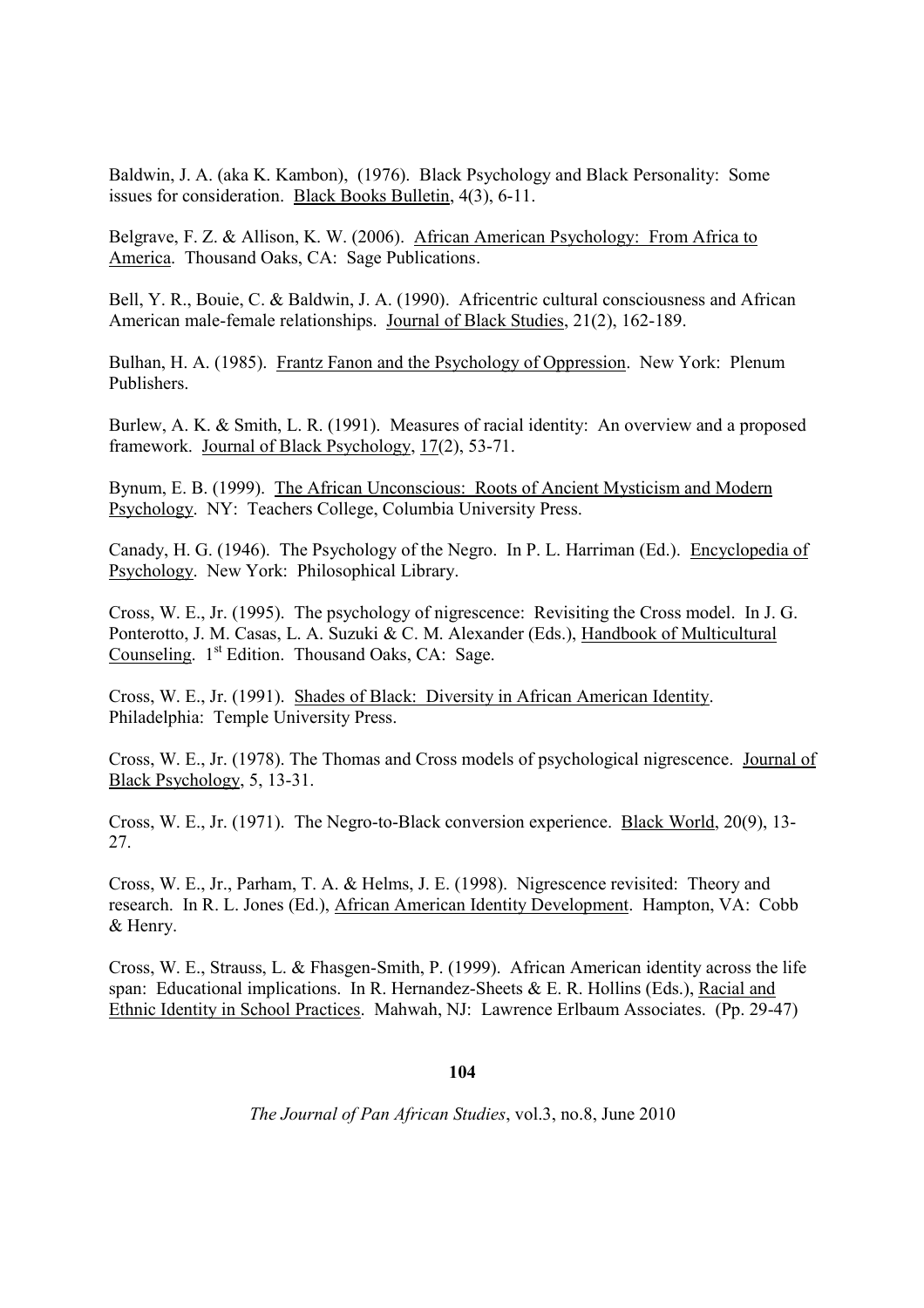Baldwin, J. A. (aka K. Kambon), (1976). Black Psychology and Black Personality: Some issues for consideration. Black Books Bulletin, 4(3), 6-11.

Belgrave, F. Z. & Allison, K. W. (2006). African American Psychology: From Africa to America. Thousand Oaks, CA: Sage Publications.

Bell, Y. R., Bouie, C. & Baldwin, J. A. (1990). Africentric cultural consciousness and African American male-female relationships. Journal of Black Studies, 21(2), 162-189.

Bulhan, H. A. (1985). Frantz Fanon and the Psychology of Oppression. New York: Plenum Publishers.

Burlew, A. K. & Smith, L. R. (1991). Measures of racial identity: An overview and a proposed framework. Journal of Black Psychology, 17(2), 53-71.

Bynum, E. B. (1999). The African Unconscious: Roots of Ancient Mysticism and Modern Psychology. NY: Teachers College, Columbia University Press.

Canady, H. G. (1946). The Psychology of the Negro. In P. L. Harriman (Ed.). Encyclopedia of Psychology. New York: Philosophical Library.

Cross, W. E., Jr. (1995). The psychology of nigrescence: Revisiting the Cross model. In J. G. Ponterotto, J. M. Casas, L. A. Suzuki & C. M. Alexander (Eds.), Handbook of Multicultural Counseling. 1st Edition. Thousand Oaks, CA: Sage.

Cross, W. E., Jr. (1991). Shades of Black: Diversity in African American Identity. Philadelphia: Temple University Press.

Cross, W. E., Jr. (1978). The Thomas and Cross models of psychological nigrescence. Journal of Black Psychology, 5, 13-31.

Cross, W. E., Jr. (1971). The Negro-to-Black conversion experience. Black World, 20(9), 13-27.

Cross, W. E., Jr., Parham, T. A. & Helms, J. E. (1998). Nigrescence revisited: Theory and research. In R. L. Jones (Ed.), African American Identity Development. Hampton, VA: Cobb & Henry.

Cross, W. E., Strauss, L. & Fhasgen-Smith, P. (1999). African American identity across the life span: Educational implications. In R. Hernandez-Sheets & E. R. Hollins (Eds.), Racial and Ethnic Identity in School Practices. Mahwah, NJ: Lawrence Erlbaum Associates. (Pp. 29-47)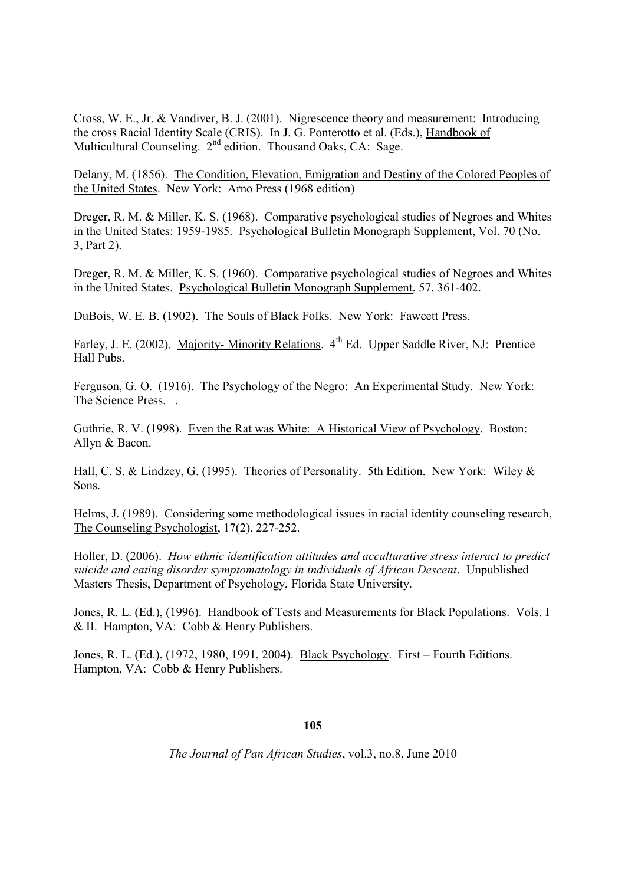Cross, W. E., Jr. & Vandiver, B. J. (2001). Nigrescence theory and measurement: Introducing the cross Racial Identity Scale (CRIS). In J. G. Ponterotto et al. (Eds.), Handbook of Multicultural Counseling. 2nd edition. Thousand Oaks, CA: Sage.

Delany, M. (1856). The Condition, Elevation, Emigration and Destiny of the Colored Peoples of the United States. New York: Arno Press (1968 edition)

Dreger, R. M. & Miller, K. S. (1968). Comparative psychological studies of Negroes and Whites in the United States: 1959-1985. Psychological Bulletin Monograph Supplement, Vol. 70 (No. 3, Part 2).

Dreger, R. M. & Miller, K. S. (1960). Comparative psychological studies of Negroes and Whites in the United States. Psychological Bulletin Monograph Supplement, 57, 361-402.

DuBois, W. E. B. (1902). The Souls of Black Folks. New York: Fawcett Press.

Farley, J. E. (2002). Majority- Minority Relations. 4th Ed. Upper Saddle River, NJ: Prentice Hall Pubs.

Ferguson, G. O. (1916). The Psychology of the Negro: An Experimental Study. New York: The Science Press. .

Guthrie, R. V. (1998). Even the Rat was White: A Historical View of Psychology. Boston: Allyn & Bacon.

Hall, C. S. & Lindzey, G. (1995). Theories of Personality. 5th Edition. New York: Wiley & Sons.

Helms, J. (1989). Considering some methodological issues in racial identity counseling research, The Counseling Psychologist, 17(2), 227-252.

Holler, D. (2006). *How ethnic identification attitudes and acculturative stress interact to predict suicide and eating disorder symptomatology in individuals of African Descent*. Unpublished Masters Thesis, Department of Psychology, Florida State University.

Jones, R. L. (Ed.), (1996). Handbook of Tests and Measurements for Black Populations. Vols. I & II. Hampton, VA: Cobb & Henry Publishers.

Jones, R. L. (Ed.), (1972, 1980, 1991, 2004). Black Psychology. First – Fourth Editions. Hampton, VA: Cobb & Henry Publishers.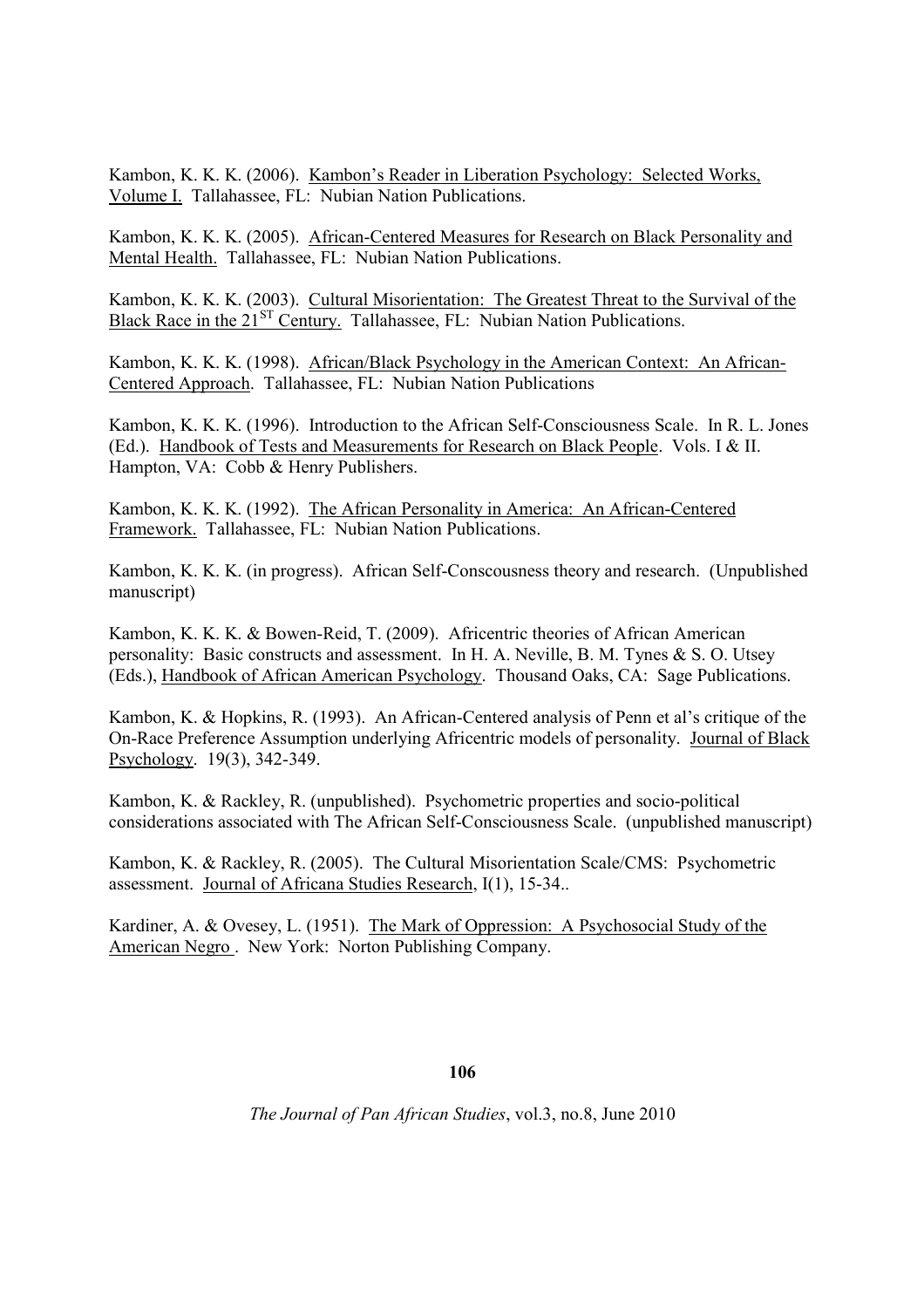Kambon, K. K. K. (2006). Kambon's Reader in Liberation Psychology: Selected Works, Volume I. Tallahassee, FL: Nubian Nation Publications.

Kambon, K. K. K. (2005). African-Centered Measures for Research on Black Personality and Mental Health. Tallahassee, FL: Nubian Nation Publications.

Kambon, K. K. K. (2003). Cultural Misorientation: The Greatest Threat to the Survival of the Black Race in the 21ST Century. Tallahassee, FL: Nubian Nation Publications.

Kambon, K. K. K. (1998). African/Black Psychology in the American Context: An African-Centered Approach. Tallahassee, FL: Nubian Nation Publications

Kambon, K. K. K. (1996). Introduction to the African Self-Consciousness Scale. In R. L. Jones (Ed.). Handbook of Tests and Measurements for Research on Black People. Vols. I & II. Hampton, VA: Cobb & Henry Publishers.

Kambon, K. K. K. (1992). The African Personality in America: An African-Centered Framework. Tallahassee, FL: Nubian Nation Publications.

Kambon, K. K. K. (in progress). African Self-Conscousness theory and research. (Unpublished manuscript)

Kambon, K. K. K. & Bowen-Reid, T. (2009). Africentric theories of African American personality: Basic constructs and assessment. In H. A. Neville, B. M. Tynes & S. O. Utsey (Eds.), Handbook of African American Psychology. Thousand Oaks, CA: Sage Publications.

Kambon, K. & Hopkins, R. (1993). An African-Centered analysis of Penn et al's critique of the On-Race Preference Assumption underlying Africentric models of personality. Journal of Black Psychology. 19(3), 342-349.

Kambon, K. & Rackley, R. (unpublished). Psychometric properties and socio-political considerations associated with The African Self-Consciousness Scale. (unpublished manuscript)

Kambon, K. & Rackley, R. (2005). The Cultural Misorientation Scale/CMS: Psychometric assessment. Journal of Africana Studies Research, I(1), 15-34..

Kardiner, A. & Ovesey, L. (1951). The Mark of Oppression: A Psychosocial Study of the American Negro . New York: Norton Publishing Company.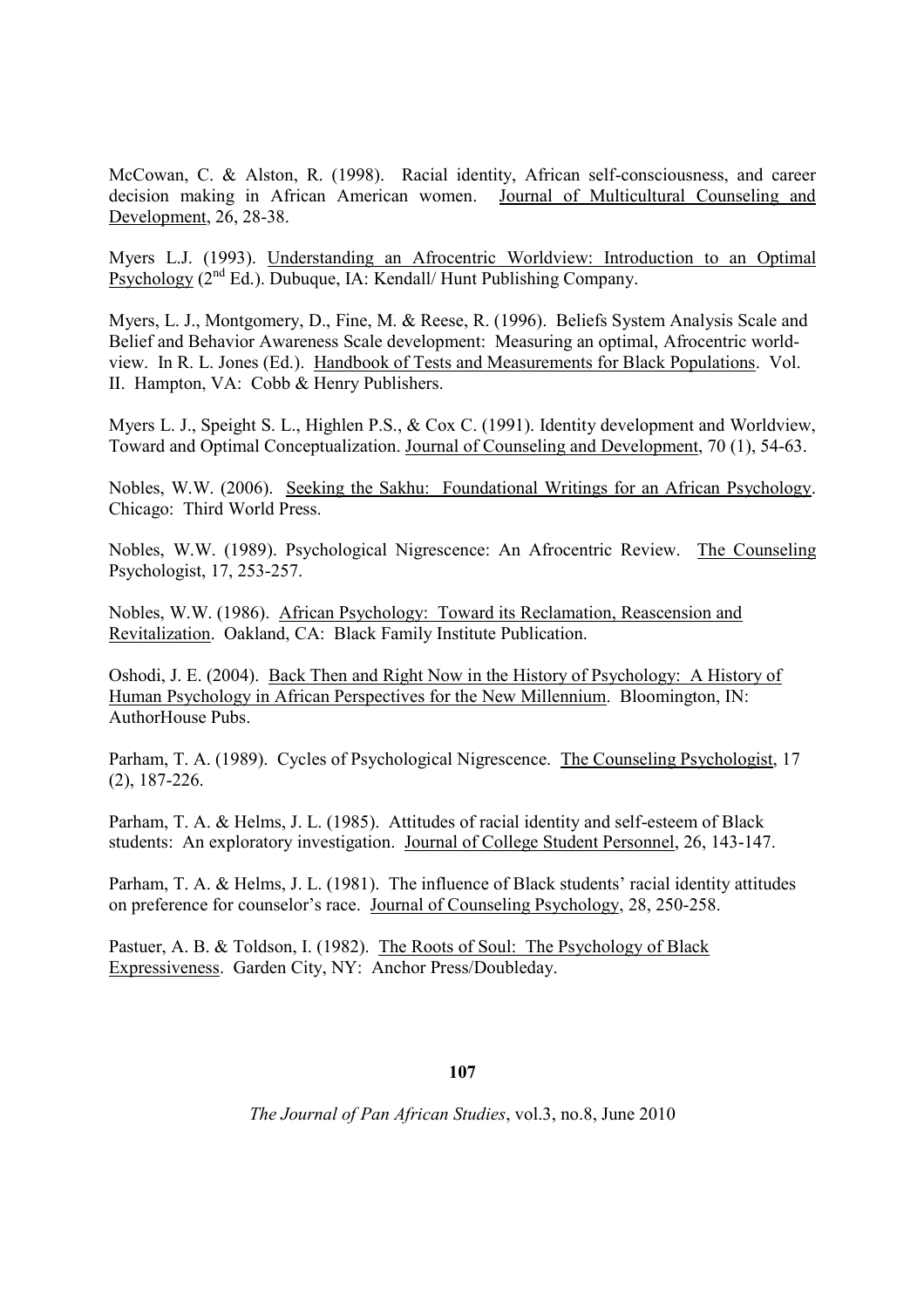McCowan, C. & Alston, R. (1998). Racial identity, African self-consciousness, and career decision making in African American women. Journal of Multicultural Counseling and Development, 26, 28-38.

Myers L.J. (1993). Understanding an Afrocentric Worldview: Introduction to an Optimal Psychology (2nd Ed.). Dubuque, IA: Kendall/ Hunt Publishing Company.

Myers, L. J., Montgomery, D., Fine, M. & Reese, R. (1996). Beliefs System Analysis Scale and Belief and Behavior Awareness Scale development: Measuring an optimal, Afrocentric world-view. In R. L. Jones (Ed.). Handbook of Tests and Measurements for Black Populations. Vol. II. Hampton, VA: Cobb & Henry Publishers.

Myers L. J., Speight S. L., Highlen P.S., & Cox C. (1991). Identity development and Worldview, Toward and Optimal Conceptualization. Journal of Counseling and Development, 70 (1), 54-63.

Nobles, W.W. (2006). Seeking the Sakhu: Foundational Writings for an African Psychology. Chicago: Third World Press.

Nobles, W.W. (1989). Psychological Nigrescence: An Afrocentric Review. The Counseling Psychologist, 17, 253-257.

Nobles, W.W. (1986). African Psychology: Toward its Reclamation, Reascension and Revitalization. Oakland, CA: Black Family Institute Publication.

Oshodi, J. E. (2004). Back Then and Right Now in the History of Psychology: A History of Human Psychology in African Perspectives for the New Millennium. Bloomington, IN: AuthorHouse Pubs.

Parham, T. A. (1989). Cycles of Psychological Nigrescence. The Counseling Psychologist, 17 (2), 187-226.

Parham, T. A. & Helms, J. L. (1985). Attitudes of racial identity and self-esteem of Black students: An exploratory investigation. Journal of College Student Personnel, 26, 143-147.

Parham, T. A. & Helms, J. L. (1981). The influence of Black students' racial identity attitudes on preference for counselor's race. Journal of Counseling Psychology, 28, 250-258.

Pastuer, A. B. & Toldson, I. (1982). The Roots of Soul: The Psychology of Black Expressiveness. Garden City, NY: Anchor Press/Doubleday.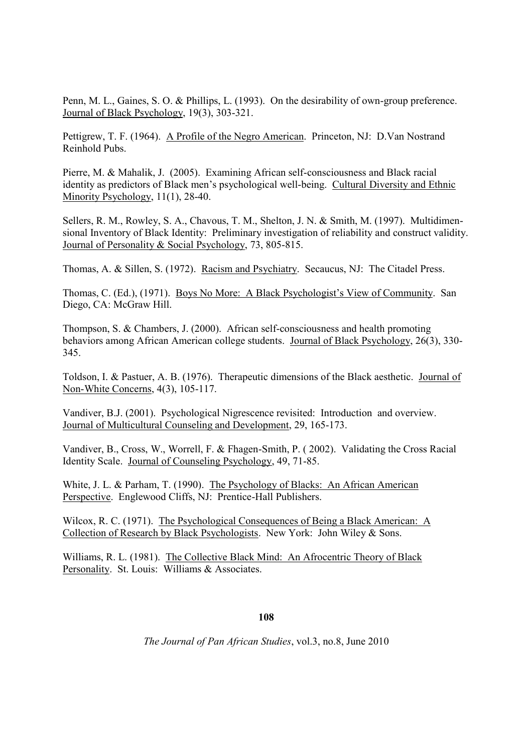Penn, M. L., Gaines, S. O. & Phillips, L. (1993). On the desirability of own-group preference. Journal of Black Psychology, 19(3), 303-321.

Pettigrew, T. F. (1964). A Profile of the Negro American. Princeton, NJ: D.Van Nostrand Reinhold Pubs.

Pierre, M. & Mahalik, J. (2005). Examining African self-consciousness and Black racial identity as predictors of Black men's psychological well-being. Cultural Diversity and Ethnic Minority Psychology, 11(1), 28-40.

Sellers, R. M., Rowley, S. A., Chavous, T. M., Shelton, J. N. & Smith, M. (1997). Multidimensional Inventory of Black Identity: Preliminary investigation of reliability and construct validity. Journal of Personality & Social Psychology, 73, 805-815.

Thomas, A. & Sillen, S. (1972). Racism and Psychiatry. Secaucus, NJ: The Citadel Press.

Thomas, C. (Ed.), (1971). Boys No More: A Black Psychologist's View of Community. San Diego, CA: McGraw Hill.

Thompson, S. & Chambers, J. (2000). African self-consciousness and health promoting behaviors among African American college students. Journal of Black Psychology, 26(3), 330-345.

Toldson, I. & Pastuer, A. B. (1976). Therapeutic dimensions of the Black aesthetic. Journal of Non-White Concerns, 4(3), 105-117.

Vandiver, B.J. (2001). Psychological Nigrescence revisited: Introduction and overview. Journal of Multicultural Counseling and Development, 29, 165-173.

Vandiver, B., Cross, W., Worrell, F. & Fhagen-Smith, P. ( 2002). Validating the Cross Racial Identity Scale. Journal of Counseling Psychology, 49, 71-85.

White, J. L. & Parham, T. (1990). The Psychology of Blacks: An African American Perspective. Englewood Cliffs, NJ: Prentice-Hall Publishers.

Wilcox, R. C. (1971). The Psychological Consequences of Being a Black American: A Collection of Research by Black Psychologists. New York: John Wiley & Sons.

Williams, R. L. (1981). The Collective Black Mind: An Afrocentric Theory of Black Personality. St. Louis: Williams & Associates.